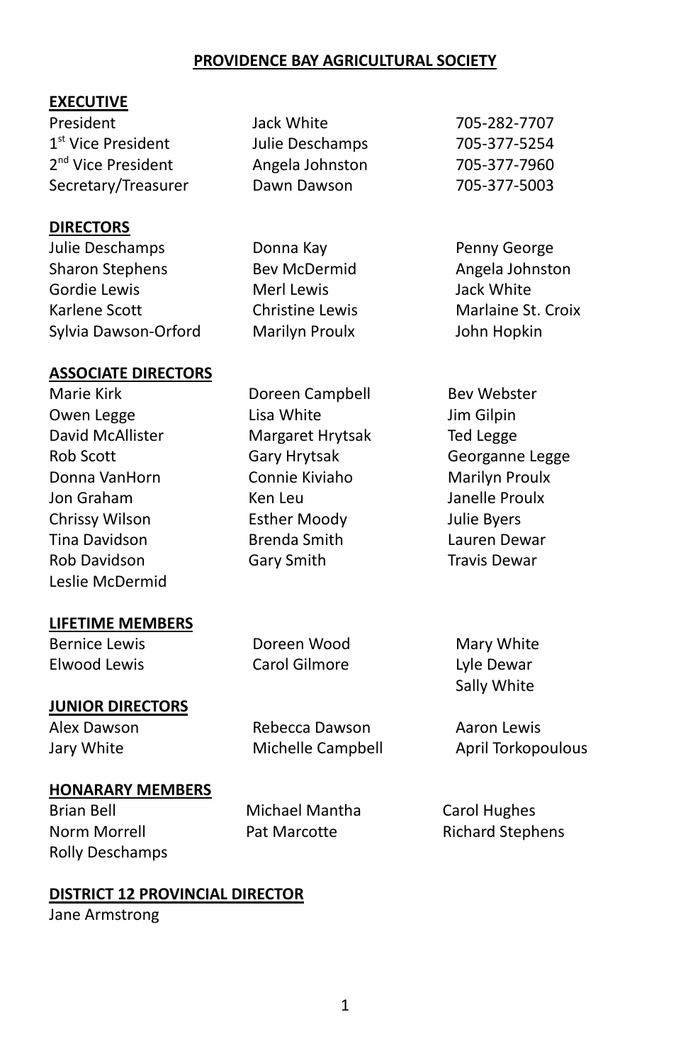# PROVIDENCE BAY AGRICULTURAL SOCIETY

## EXECUTIVE

| | | |
|---|---|---|
| President | Jack White | 705-282-7707 |
| 1st Vice President | Julie Deschamps | 705-377-5254 |
| 2nd Vice President | Angela Johnston | 705-377-7960 |
| Secretary/Treasurer | Dawn Dawson | 705-377-5003 |

## DIRECTORS

| | | |
|---|---|---|
| Julie Deschamps | Donna Kay | Penny George |
| Sharon Stephens | Bev McDermid | Angela Johnston |
| Gordie Lewis | Merl Lewis | Jack White |
| Karlene Scott | Christine Lewis | Marlaine St. Croix |
| Sylvia Dawson-Orford | Marilyn Proulx | John Hopkin |

## ASSOCIATE DIRECTORS

| | | |
|---|---|---|
| Marie Kirk | Doreen Campbell | Bev Webster |
| Owen Legge | Lisa White | Jim Gilpin |
| David McAllister | Margaret Hrytsak | Ted Legge |
| Rob Scott | Gary Hrytsak | Georganne Legge |
| Donna VanHorn | Connie Kiviaho | Marilyn Proulx |
| Jon Graham | Ken Leu | Janelle Proulx |
| Chrissy Wilson | Esther Moody | Julie Byers |
| Tina Davidson | Brenda Smith | Lauren Dewar |
| Rob Davidson | Gary Smith | Travis Dewar |
| Leslie McDermid | | |

## LIFETIME MEMBERS

| | | |
|---|---|---|
| Bernice Lewis | Doreen Wood | Mary White |
| Elwood Lewis | Carol Gilmore | Lyle Dewar |
| | | Sally White |

## JUNIOR DIRECTORS

| | | |
|---|---|---|
| Alex Dawson | Rebecca Dawson | Aaron Lewis |
| Jary White | Michelle Campbell | April Torkopoulous |

## HONARARY MEMBERS

| | | |
|---|---|---|
| Brian Bell | Michael Mantha | Carol Hughes |
| Norm Morrell | Pat Marcotte | Richard Stephens |
| Rolly Deschamps | | |

## DISTRICT 12 PROVINCIAL DIRECTOR

Jane Armstrong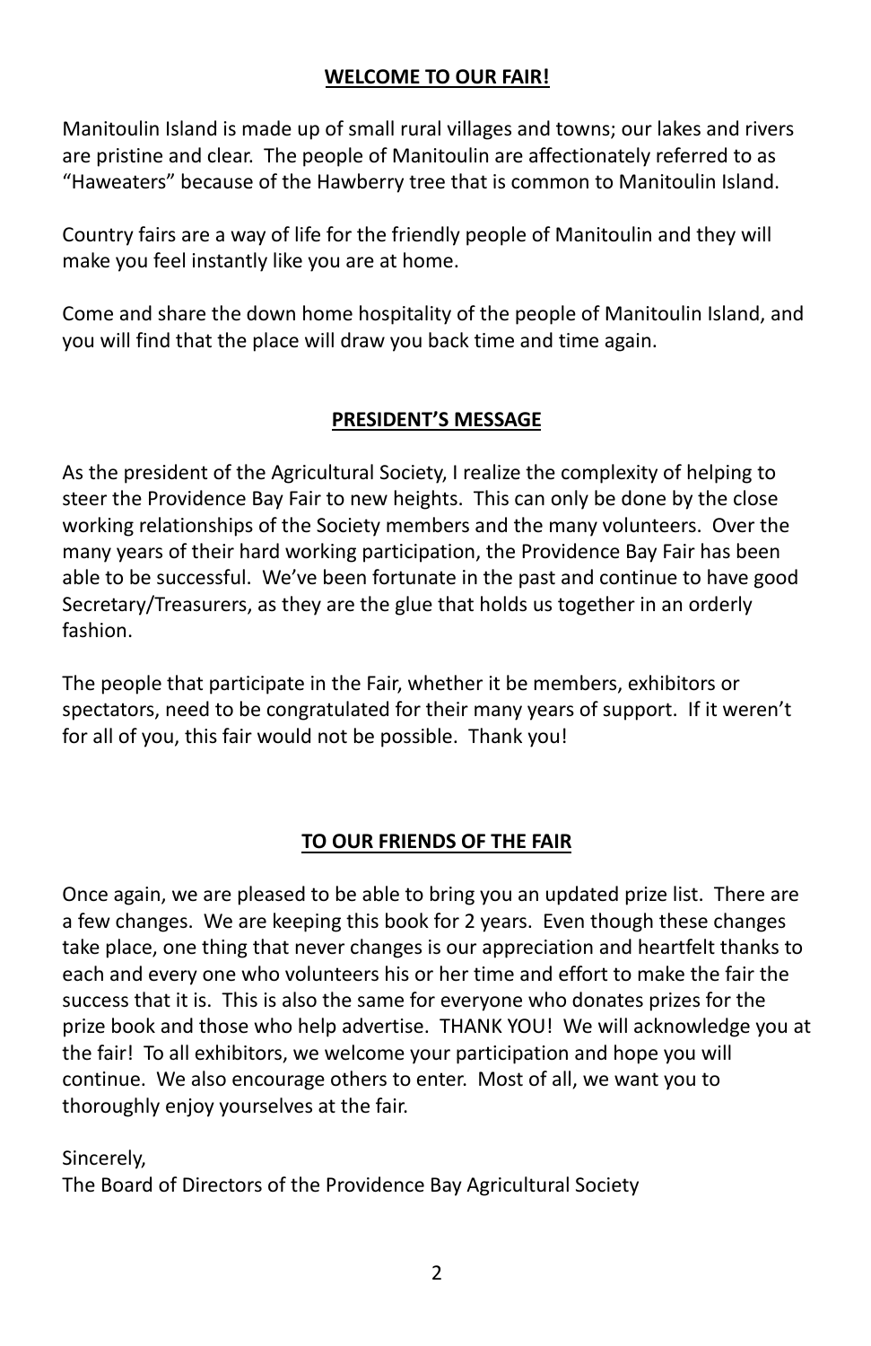## WELCOME TO OUR FAIR!

Manitoulin Island is made up of small rural villages and towns; our lakes and rivers are pristine and clear. The people of Manitoulin are affectionately referred to as "Haweaters" because of the Hawberry tree that is common to Manitoulin Island.

Country fairs are a way of life for the friendly people of Manitoulin and they will make you feel instantly like you are at home.

Come and share the down home hospitality of the people of Manitoulin Island, and you will find that the place will draw you back time and time again.

## PRESIDENT'S MESSAGE

As the president of the Agricultural Society, I realize the complexity of helping to steer the Providence Bay Fair to new heights. This can only be done by the close working relationships of the Society members and the many volunteers. Over the many years of their hard working participation, the Providence Bay Fair has been able to be successful. We've been fortunate in the past and continue to have good Secretary/Treasurers, as they are the glue that holds us together in an orderly fashion.

The people that participate in the Fair, whether it be members, exhibitors or spectators, need to be congratulated for their many years of support. If it weren't for all of you, this fair would not be possible. Thank you!

## TO OUR FRIENDS OF THE FAIR

Once again, we are pleased to be able to bring you an updated prize list. There are a few changes. We are keeping this book for 2 years. Even though these changes take place, one thing that never changes is our appreciation and heartfelt thanks to each and every one who volunteers his or her time and effort to make the fair the success that it is. This is also the same for everyone who donates prizes for the prize book and those who help advertise. THANK YOU! We will acknowledge you at the fair! To all exhibitors, we welcome your participation and hope you will continue. We also encourage others to enter. Most of all, we want you to thoroughly enjoy yourselves at the fair.

Sincerely,
The Board of Directors of the Providence Bay Agricultural Society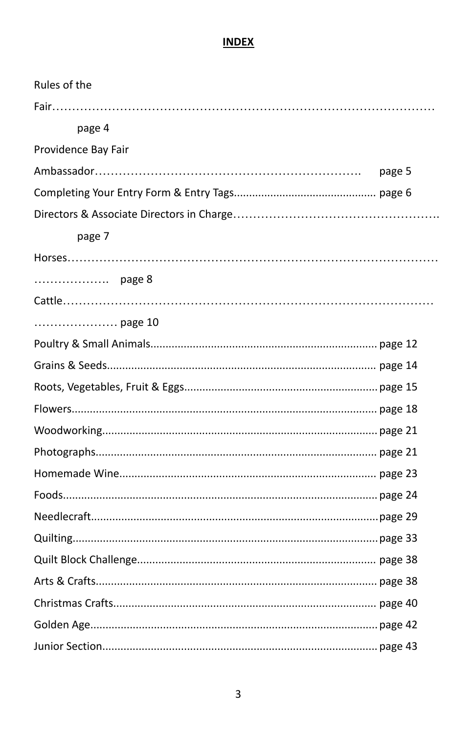**INDEX**

Rules of the Fair.......................................................................................... page 4

Providence Bay Fair Ambassador.......................................................... page 5

Completing Your Entry Form & Entry Tags........................................... page 6

Directors & Associate Directors in Charge............................................ page 7

Horses........................................................................................................ page 8

Cattle......................................................................................................... page 10

Poultry & Small Animals.......................................................................... page 12

Grains & Seeds.......................................................................................... page 14

Roots, Vegetables, Fruit & Eggs............................................................... page 15

Flowers...................................................................................................... page 18

Woodworking........................................................................................... page 21

Photographs.............................................................................................. page 21

Homemade Wine...................................................................................... page 23

Foods......................................................................................................... page 24

Needlecraft................................................................................................ page 29

Quilting...................................................................................................... page 33

Quilt Block Challenge............................................................................... page 38

Arts & Crafts............................................................................................. page 38

Christmas Crafts........................................................................................ page 40

Golden Age................................................................................................ page 42

Junior Section............................................................................................ page 43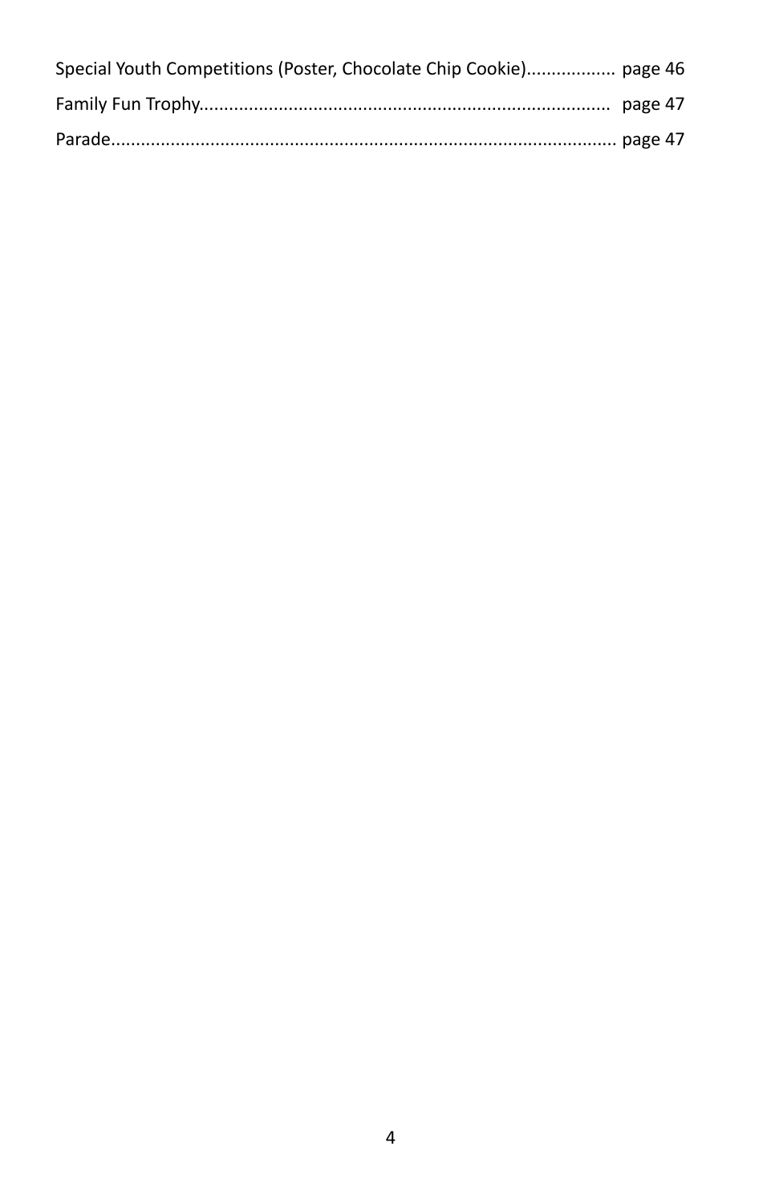Special Youth Competitions (Poster, Chocolate Chip Cookie).................. page 46

Family Fun Trophy.................................................................................. page 47

Parade.................................................................................................... page 47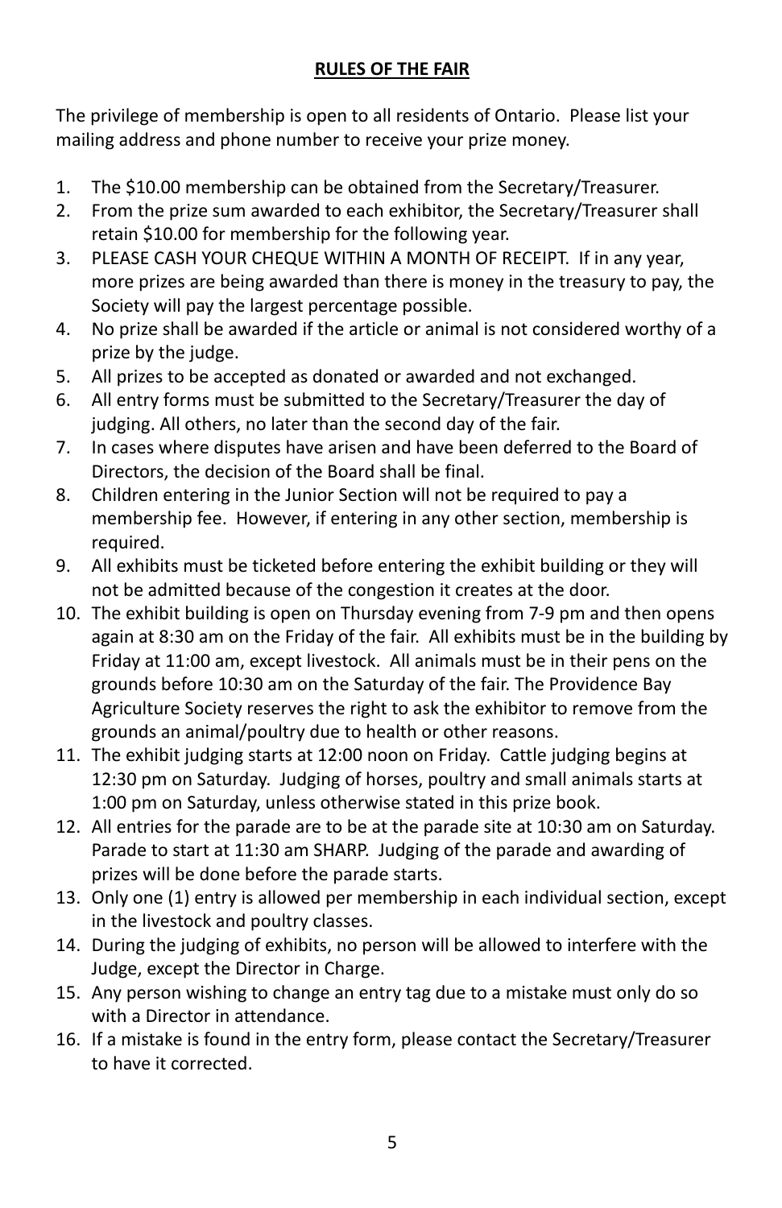## RULES OF THE FAIR

The privilege of membership is open to all residents of Ontario. Please list your mailing address and phone number to receive your prize money.

1. The $10.00 membership can be obtained from the Secretary/Treasurer.
2. From the prize sum awarded to each exhibitor, the Secretary/Treasurer shall retain $10.00 for membership for the following year.
3. PLEASE CASH YOUR CHEQUE WITHIN A MONTH OF RECEIPT. If in any year, more prizes are being awarded than there is money in the treasury to pay, the Society will pay the largest percentage possible.
4. No prize shall be awarded if the article or animal is not considered worthy of a prize by the judge.
5. All prizes to be accepted as donated or awarded and not exchanged.
6. All entry forms must be submitted to the Secretary/Treasurer the day of judging. All others, no later than the second day of the fair.
7. In cases where disputes have arisen and have been deferred to the Board of Directors, the decision of the Board shall be final.
8. Children entering in the Junior Section will not be required to pay a membership fee. However, if entering in any other section, membership is required.
9. All exhibits must be ticketed before entering the exhibit building or they will not be admitted because of the congestion it creates at the door.
10. The exhibit building is open on Thursday evening from 7-9 pm and then opens again at 8:30 am on the Friday of the fair. All exhibits must be in the building by Friday at 11:00 am, except livestock. All animals must be in their pens on the grounds before 10:30 am on the Saturday of the fair. The Providence Bay Agriculture Society reserves the right to ask the exhibitor to remove from the grounds an animal/poultry due to health or other reasons.
11. The exhibit judging starts at 12:00 noon on Friday. Cattle judging begins at 12:30 pm on Saturday. Judging of horses, poultry and small animals starts at 1:00 pm on Saturday, unless otherwise stated in this prize book.
12. All entries for the parade are to be at the parade site at 10:30 am on Saturday. Parade to start at 11:30 am SHARP. Judging of the parade and awarding of prizes will be done before the parade starts.
13. Only one (1) entry is allowed per membership in each individual section, except in the livestock and poultry classes.
14. During the judging of exhibits, no person will be allowed to interfere with the Judge, except the Director in Charge.
15. Any person wishing to change an entry tag due to a mistake must only do so with a Director in attendance.
16. If a mistake is found in the entry form, please contact the Secretary/Treasurer to have it corrected.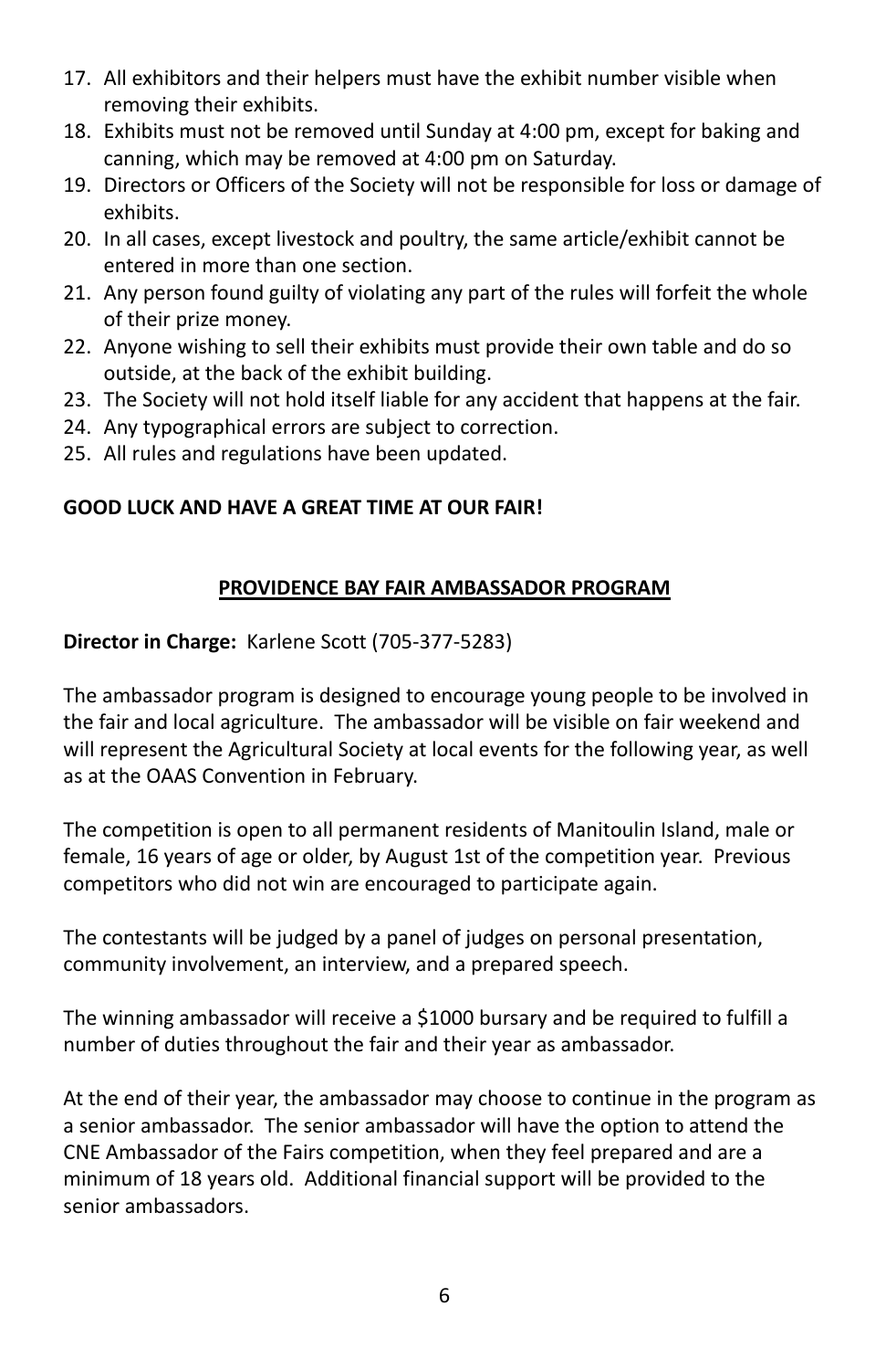17. All exhibitors and their helpers must have the exhibit number visible when removing their exhibits.
18. Exhibits must not be removed until Sunday at 4:00 pm, except for baking and canning, which may be removed at 4:00 pm on Saturday.
19. Directors or Officers of the Society will not be responsible for loss or damage of exhibits.
20. In all cases, except livestock and poultry, the same article/exhibit cannot be entered in more than one section.
21. Any person found guilty of violating any part of the rules will forfeit the whole of their prize money.
22. Anyone wishing to sell their exhibits must provide their own table and do so outside, at the back of the exhibit building.
23. The Society will not hold itself liable for any accident that happens at the fair.
24. Any typographical errors are subject to correction.
25. All rules and regulations have been updated.

**GOOD LUCK AND HAVE A GREAT TIME AT OUR FAIR!**

## PROVIDENCE BAY FAIR AMBASSADOR PROGRAM

**Director in Charge:** Karlene Scott (705-377-5283)

The ambassador program is designed to encourage young people to be involved in the fair and local agriculture. The ambassador will be visible on fair weekend and will represent the Agricultural Society at local events for the following year, as well as at the OAAS Convention in February.

The competition is open to all permanent residents of Manitoulin Island, male or female, 16 years of age or older, by August 1st of the competition year. Previous competitors who did not win are encouraged to participate again.

The contestants will be judged by a panel of judges on personal presentation, community involvement, an interview, and a prepared speech.

The winning ambassador will receive a $1000 bursary and be required to fulfill a number of duties throughout the fair and their year as ambassador.

At the end of their year, the ambassador may choose to continue in the program as a senior ambassador. The senior ambassador will have the option to attend the CNE Ambassador of the Fairs competition, when they feel prepared and are a minimum of 18 years old. Additional financial support will be provided to the senior ambassadors.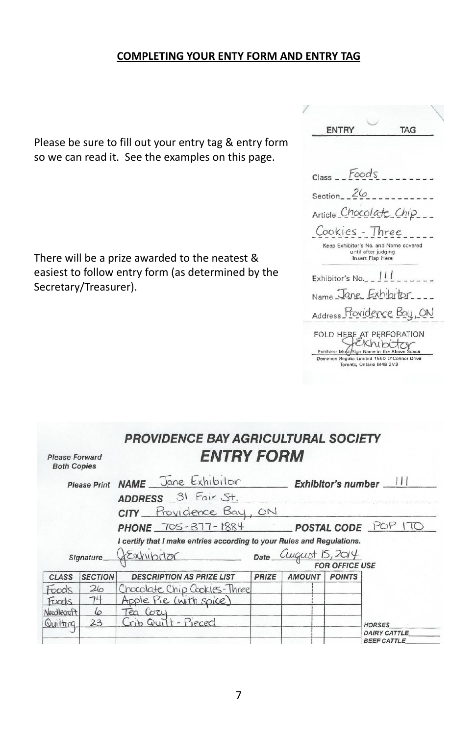**COMPLETING YOUR ENTY FORM AND ENTRY TAG**

Please be sure to fill out your entry tag & entry form so we can read it. See the examples on this page.

There will be a prize awarded to the neatest & easiest to follow entry form (as determined by the Secretary/Treasurer).

ENTRY TAG

Class Foods

Section 26

Article Chocolate Chip Cookies - Three

Keep Exhibitor's No. and Name covered until after judging
Insert Flap Here

Exhibitor's No. 111

Name Jane Exhibitor

Address Providence Bay, ON

FOLD HERE AT PERFORATION

JExhibitor

Exhibitor Must Sign Name in the Above Space

Dominion Regalia Limited 1550 O'Connor Drive Toronto, Ontario M4B 2V3

**PROVIDENCE BAY AGRICULTURAL SOCIETY**

**ENTRY FORM**

Please Forward Both Copies

Please Print **NAME** Jane Exhibitor **Exhibitor's number** 111

**ADDRESS** 31 Fair St.

**CITY** Providence Bay, ON

**PHONE** 705-377-1884 **POSTAL CODE** P0P 1T0

I certify that I make entries according to your Rules and Regulations.

Signature JExhibitor Date August 15, 2014

FOR OFFICE USE

| CLASS | SECTION | DESCRIPTION AS PRIZE LIST | PRIZE | AMOUNT | POINTS |
|---|---|---|---|---|---|
| Foods | 26 | Chocolate Chip Cookies - Three | | | |
| Foods | 74 | Apple Pie (with spice) | | | |
| Needlecraft | 6 | Tea Cozy | | | |
| Quilting | 23 | Crib Quilt - Pieced | | | |
| | | | | | |

HORSES

DAIRY CATTLE

BEEF CATTLE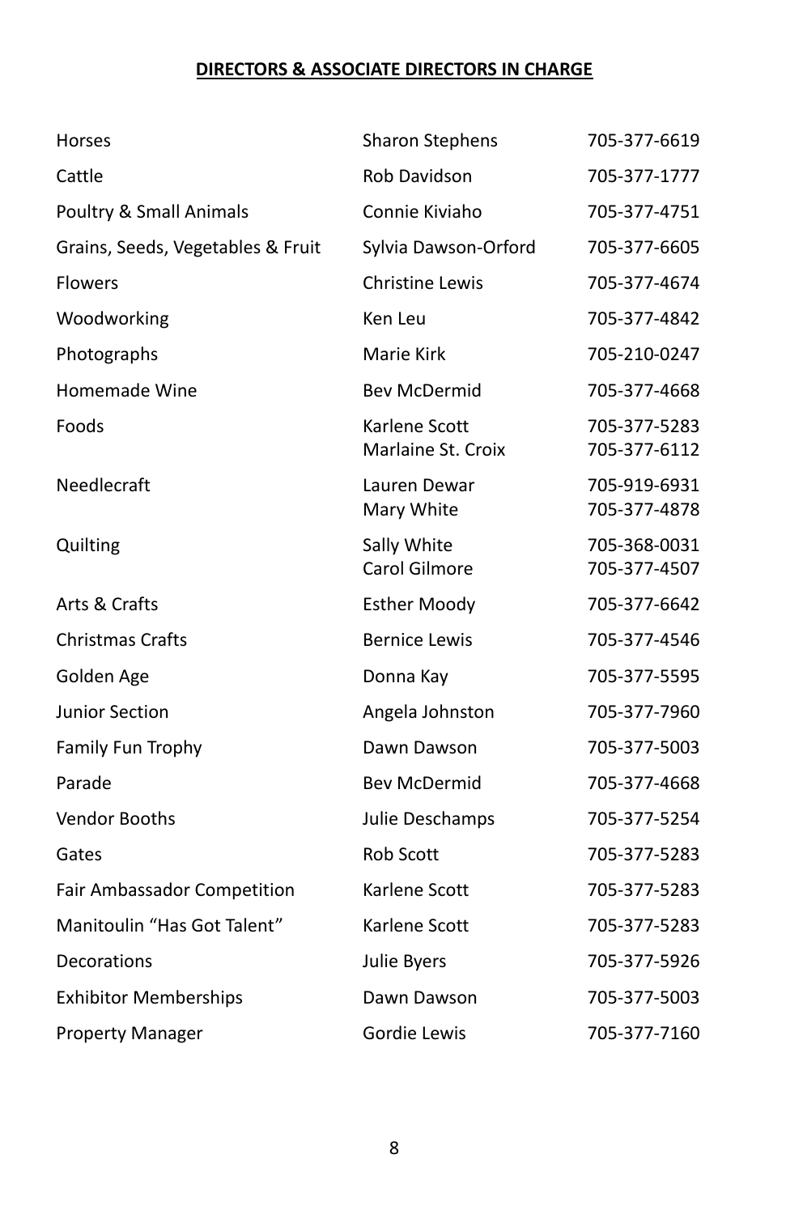**DIRECTORS & ASSOCIATE DIRECTORS IN CHARGE**

| | | |
|---|---|---|
| Horses | Sharon Stephens | 705-377-6619 |
| Cattle | Rob Davidson | 705-377-1777 |
| Poultry & Small Animals | Connie Kiviaho | 705-377-4751 |
| Grains, Seeds, Vegetables & Fruit | Sylvia Dawson-Orford | 705-377-6605 |
| Flowers | Christine Lewis | 705-377-4674 |
| Woodworking | Ken Leu | 705-377-4842 |
| Photographs | Marie Kirk | 705-210-0247 |
| Homemade Wine | Bev McDermid | 705-377-4668 |
| Foods | Karlene Scott<br>Marlaine St. Croix | 705-377-5283<br>705-377-6112 |
| Needlecraft | Lauren Dewar<br>Mary White | 705-919-6931<br>705-377-4878 |
| Quilting | Sally White<br>Carol Gilmore | 705-368-0031<br>705-377-4507 |
| Arts & Crafts | Esther Moody | 705-377-6642 |
| Christmas Crafts | Bernice Lewis | 705-377-4546 |
| Golden Age | Donna Kay | 705-377-5595 |
| Junior Section | Angela Johnston | 705-377-7960 |
| Family Fun Trophy | Dawn Dawson | 705-377-5003 |
| Parade | Bev McDermid | 705-377-4668 |
| Vendor Booths | Julie Deschamps | 705-377-5254 |
| Gates | Rob Scott | 705-377-5283 |
| Fair Ambassador Competition | Karlene Scott | 705-377-5283 |
| Manitoulin "Has Got Talent" | Karlene Scott | 705-377-5283 |
| Decorations | Julie Byers | 705-377-5926 |
| Exhibitor Memberships | Dawn Dawson | 705-377-5003 |
| Property Manager | Gordie Lewis | 705-377-7160 |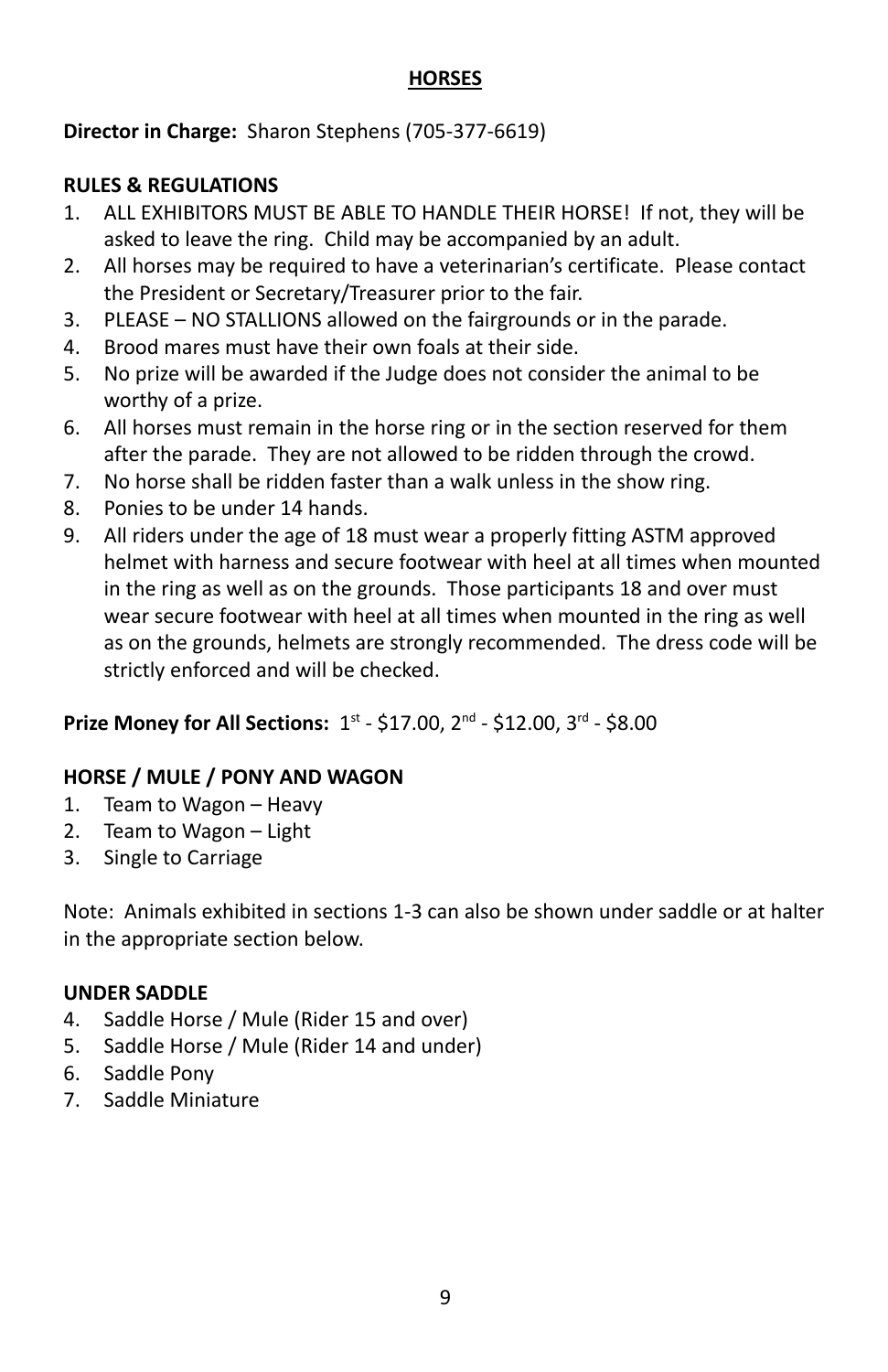# HORSES

**Director in Charge:** Sharon Stephens (705-377-6619)

**RULES & REGULATIONS**

1. ALL EXHIBITORS MUST BE ABLE TO HANDLE THEIR HORSE! If not, they will be asked to leave the ring. Child may be accompanied by an adult.
2. All horses may be required to have a veterinarian's certificate. Please contact the President or Secretary/Treasurer prior to the fair.
3. PLEASE – NO STALLIONS allowed on the fairgrounds or in the parade.
4. Brood mares must have their own foals at their side.
5. No prize will be awarded if the Judge does not consider the animal to be worthy of a prize.
6. All horses must remain in the horse ring or in the section reserved for them after the parade. They are not allowed to be ridden through the crowd.
7. No horse shall be ridden faster than a walk unless in the show ring.
8. Ponies to be under 14 hands.
9. All riders under the age of 18 must wear a properly fitting ASTM approved helmet with harness and secure footwear with heel at all times when mounted in the ring as well as on the grounds. Those participants 18 and over must wear secure footwear with heel at all times when mounted in the ring as well as on the grounds, helmets are strongly recommended. The dress code will be strictly enforced and will be checked.

**Prize Money for All Sections:** 1st - $17.00, 2nd - $12.00, 3rd - $8.00

**HORSE / MULE / PONY AND WAGON**

1. Team to Wagon – Heavy
2. Team to Wagon – Light
3. Single to Carriage

Note: Animals exhibited in sections 1-3 can also be shown under saddle or at halter in the appropriate section below.

**UNDER SADDLE**

4. Saddle Horse / Mule (Rider 15 and over)
5. Saddle Horse / Mule (Rider 14 and under)
6. Saddle Pony
7. Saddle Miniature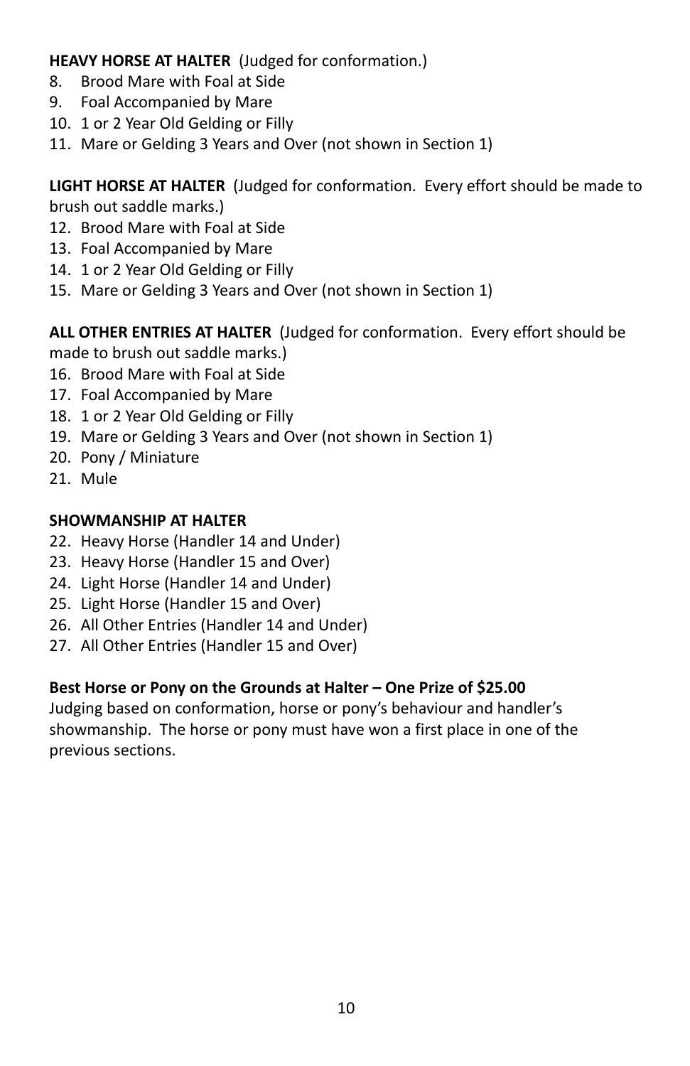**HEAVY HORSE AT HALTER** (Judged for conformation.)

8. Brood Mare with Foal at Side
9. Foal Accompanied by Mare
10. 1 or 2 Year Old Gelding or Filly
11. Mare or Gelding 3 Years and Over (not shown in Section 1)

**LIGHT HORSE AT HALTER** (Judged for conformation. Every effort should be made to brush out saddle marks.)

12. Brood Mare with Foal at Side
13. Foal Accompanied by Mare
14. 1 or 2 Year Old Gelding or Filly
15. Mare or Gelding 3 Years and Over (not shown in Section 1)

**ALL OTHER ENTRIES AT HALTER** (Judged for conformation. Every effort should be made to brush out saddle marks.)

16. Brood Mare with Foal at Side
17. Foal Accompanied by Mare
18. 1 or 2 Year Old Gelding or Filly
19. Mare or Gelding 3 Years and Over (not shown in Section 1)
20. Pony / Miniature
21. Mule

**SHOWMANSHIP AT HALTER**

22. Heavy Horse (Handler 14 and Under)
23. Heavy Horse (Handler 15 and Over)
24. Light Horse (Handler 14 and Under)
25. Light Horse (Handler 15 and Over)
26. All Other Entries (Handler 14 and Under)
27. All Other Entries (Handler 15 and Over)

**Best Horse or Pony on the Grounds at Halter – One Prize of $25.00**

Judging based on conformation, horse or pony's behaviour and handler's showmanship. The horse or pony must have won a first place in one of the previous sections.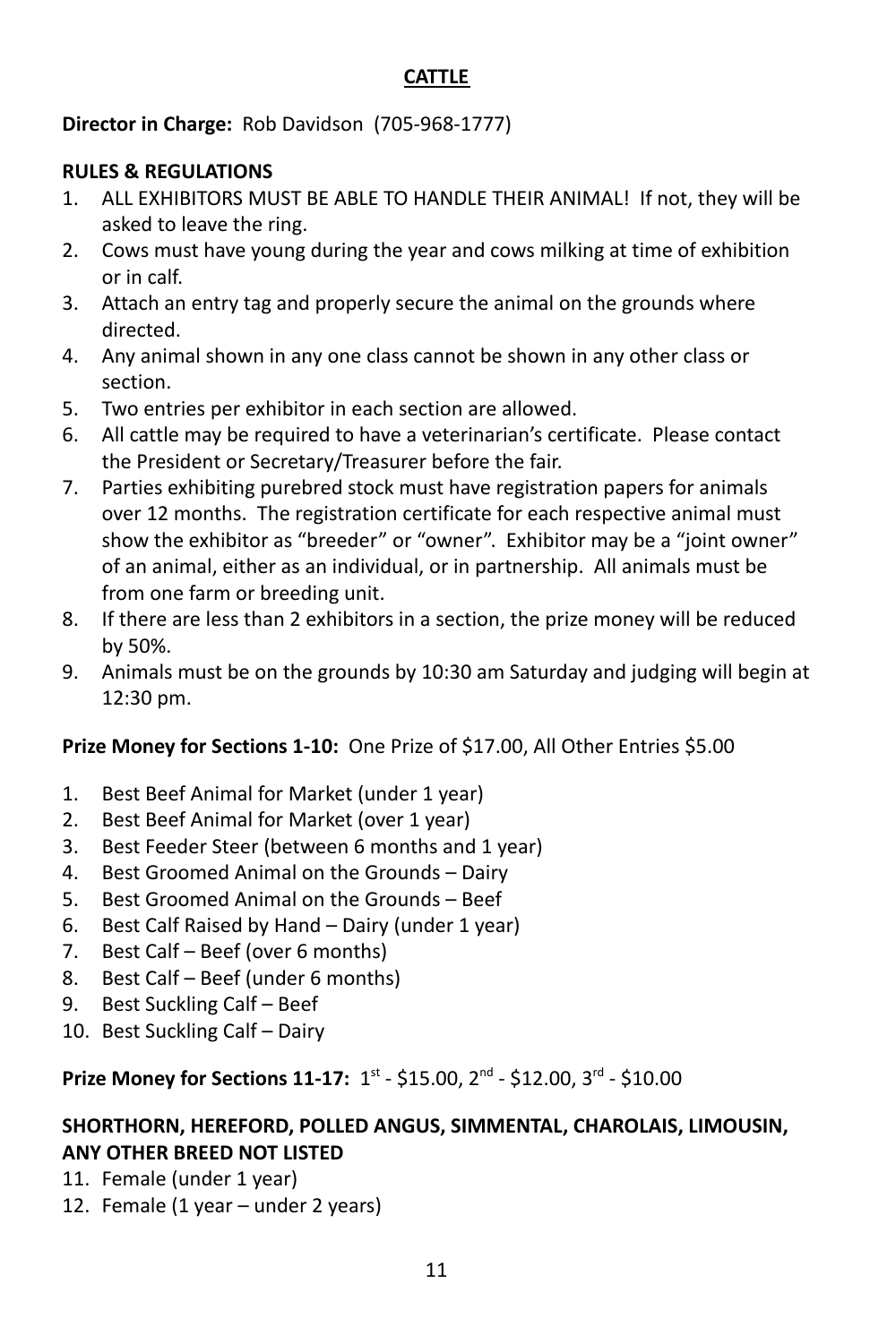## CATTLE

**Director in Charge:** Rob Davidson (705-968-1777)

**RULES & REGULATIONS**

1. ALL EXHIBITORS MUST BE ABLE TO HANDLE THEIR ANIMAL! If not, they will be asked to leave the ring.
2. Cows must have young during the year and cows milking at time of exhibition or in calf.
3. Attach an entry tag and properly secure the animal on the grounds where directed.
4. Any animal shown in any one class cannot be shown in any other class or section.
5. Two entries per exhibitor in each section are allowed.
6. All cattle may be required to have a veterinarian's certificate. Please contact the President or Secretary/Treasurer before the fair.
7. Parties exhibiting purebred stock must have registration papers for animals over 12 months. The registration certificate for each respective animal must show the exhibitor as "breeder" or "owner". Exhibitor may be a "joint owner" of an animal, either as an individual, or in partnership. All animals must be from one farm or breeding unit.
8. If there are less than 2 exhibitors in a section, the prize money will be reduced by 50%.
9. Animals must be on the grounds by 10:30 am Saturday and judging will begin at 12:30 pm.

**Prize Money for Sections 1-10:** One Prize of $17.00, All Other Entries $5.00

1. Best Beef Animal for Market (under 1 year)
2. Best Beef Animal for Market (over 1 year)
3. Best Feeder Steer (between 6 months and 1 year)
4. Best Groomed Animal on the Grounds – Dairy
5. Best Groomed Animal on the Grounds – Beef
6. Best Calf Raised by Hand – Dairy (under 1 year)
7. Best Calf – Beef (over 6 months)
8. Best Calf – Beef (under 6 months)
9. Best Suckling Calf – Beef
10. Best Suckling Calf – Dairy

**Prize Money for Sections 11-17:** 1st - $15.00, 2nd - $12.00, 3rd - $10.00

**SHORTHORN, HEREFORD, POLLED ANGUS, SIMMENTAL, CHAROLAIS, LIMOUSIN, ANY OTHER BREED NOT LISTED**

11. Female (under 1 year)
12. Female (1 year – under 2 years)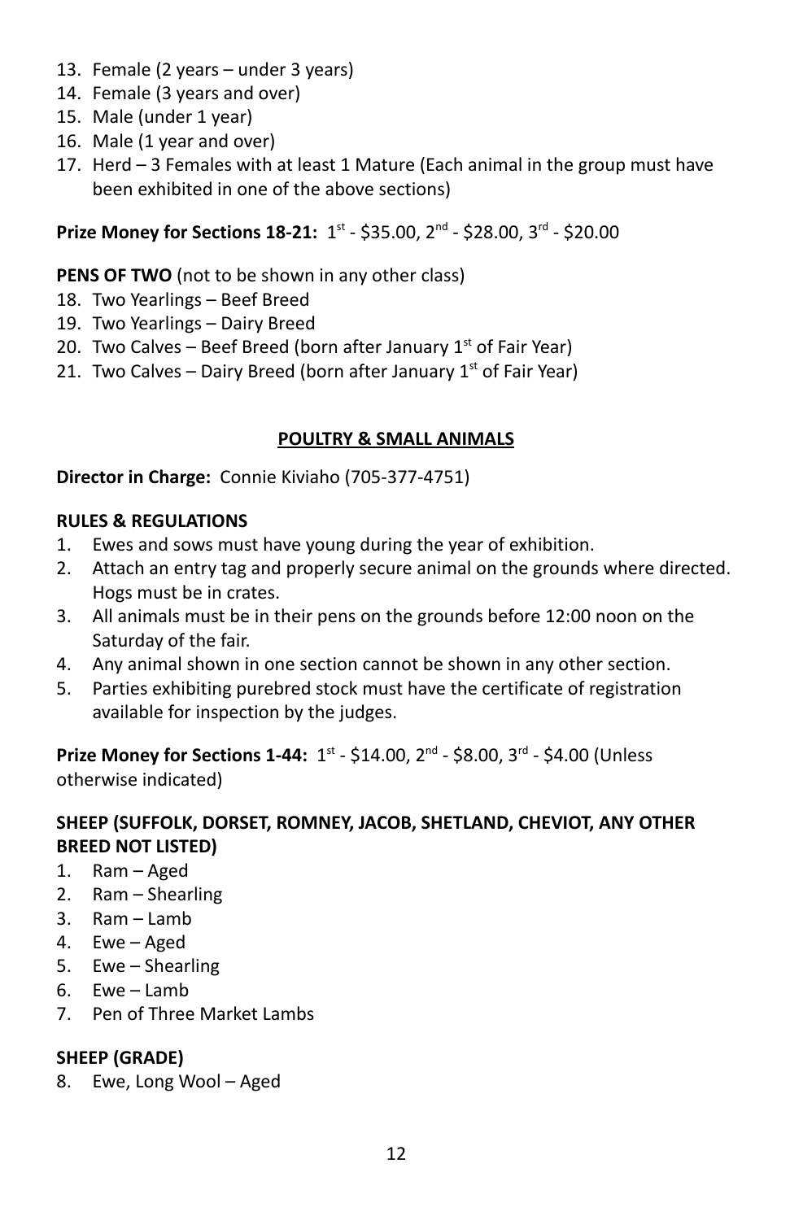13. Female (2 years – under 3 years)
14. Female (3 years and over)
15. Male (under 1 year)
16. Male (1 year and over)
17. Herd – 3 Females with at least 1 Mature (Each animal in the group must have been exhibited in one of the above sections)

**Prize Money for Sections 18-21:** 1st - $35.00, 2nd - $28.00, 3rd - $20.00

**PENS OF TWO** (not to be shown in any other class)

18. Two Yearlings – Beef Breed
19. Two Yearlings – Dairy Breed
20. Two Calves – Beef Breed (born after January 1st of Fair Year)
21. Two Calves – Dairy Breed (born after January 1st of Fair Year)

## POULTRY & SMALL ANIMALS

**Director in Charge:** Connie Kiviaho (705-377-4751)

**RULES & REGULATIONS**

1. Ewes and sows must have young during the year of exhibition.
2. Attach an entry tag and properly secure animal on the grounds where directed. Hogs must be in crates.
3. All animals must be in their pens on the grounds before 12:00 noon on the Saturday of the fair.
4. Any animal shown in one section cannot be shown in any other section.
5. Parties exhibiting purebred stock must have the certificate of registration available for inspection by the judges.

**Prize Money for Sections 1-44:** 1st - $14.00, 2nd - $8.00, 3rd - $4.00 (Unless otherwise indicated)

**SHEEP (SUFFOLK, DORSET, ROMNEY, JACOB, SHETLAND, CHEVIOT, ANY OTHER BREED NOT LISTED)**

1. Ram – Aged
2. Ram – Shearling
3. Ram – Lamb
4. Ewe – Aged
5. Ewe – Shearling
6. Ewe – Lamb
7. Pen of Three Market Lambs

**SHEEP (GRADE)**

8. Ewe, Long Wool – Aged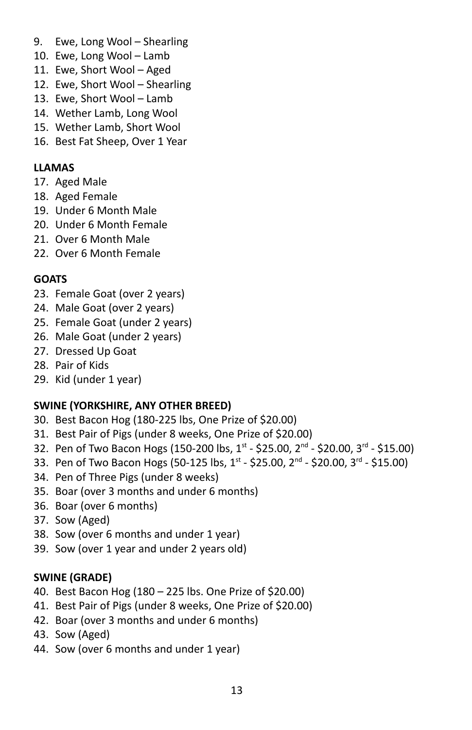9. Ewe, Long Wool – Shearling
10. Ewe, Long Wool – Lamb
11. Ewe, Short Wool – Aged
12. Ewe, Short Wool – Shearling
13. Ewe, Short Wool – Lamb
14. Wether Lamb, Long Wool
15. Wether Lamb, Short Wool
16. Best Fat Sheep, Over 1 Year

**LLAMAS**

17. Aged Male
18. Aged Female
19. Under 6 Month Male
20. Under 6 Month Female
21. Over 6 Month Male
22. Over 6 Month Female

**GOATS**

23. Female Goat (over 2 years)
24. Male Goat (over 2 years)
25. Female Goat (under 2 years)
26. Male Goat (under 2 years)
27. Dressed Up Goat
28. Pair of Kids
29. Kid (under 1 year)

**SWINE (YORKSHIRE, ANY OTHER BREED)**

30. Best Bacon Hog (180-225 lbs, One Prize of $20.00)
31. Best Pair of Pigs (under 8 weeks, One Prize of $20.00)
32. Pen of Two Bacon Hogs (150-200 lbs, 1st - $25.00, 2nd - $20.00, 3rd - $15.00)
33. Pen of Two Bacon Hogs (50-125 lbs, 1st - $25.00, 2nd - $20.00, 3rd - $15.00)
34. Pen of Three Pigs (under 8 weeks)
35. Boar (over 3 months and under 6 months)
36. Boar (over 6 months)
37. Sow (Aged)
38. Sow (over 6 months and under 1 year)
39. Sow (over 1 year and under 2 years old)

**SWINE (GRADE)**

40. Best Bacon Hog (180 – 225 lbs. One Prize of $20.00)
41. Best Pair of Pigs (under 8 weeks, One Prize of $20.00)
42. Boar (over 3 months and under 6 months)
43. Sow (Aged)
44. Sow (over 6 months and under 1 year)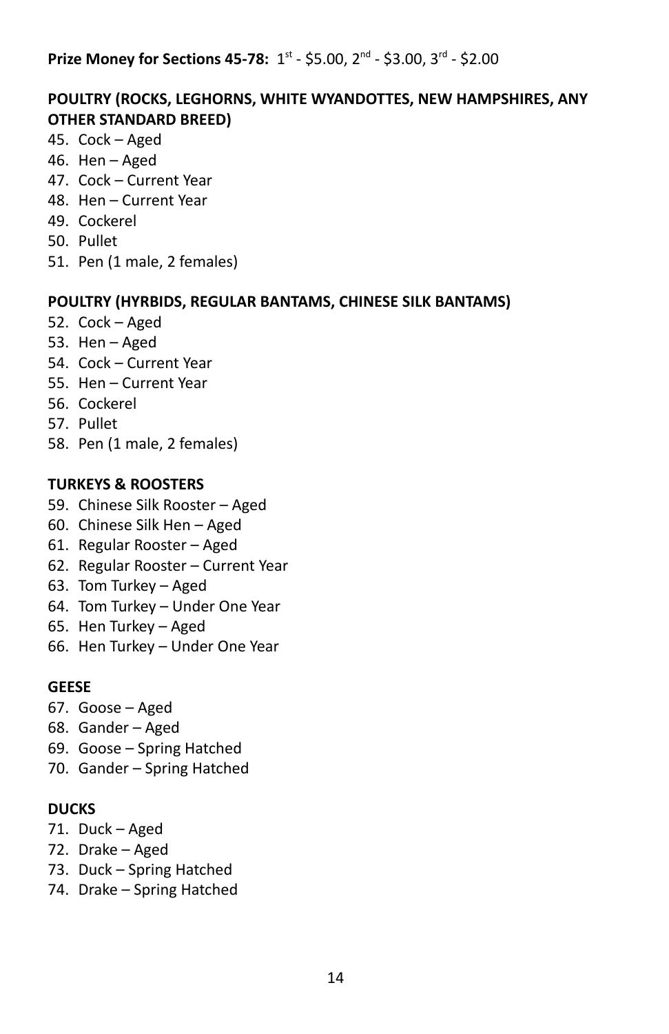**Prize Money for Sections 45-78:** 1st - $5.00, 2nd - $3.00, 3rd - $2.00

**POULTRY (ROCKS, LEGHORNS, WHITE WYANDOTTES, NEW HAMPSHIRES, ANY OTHER STANDARD BREED)**

45. Cock – Aged
46. Hen – Aged
47. Cock – Current Year
48. Hen – Current Year
49. Cockerel
50. Pullet
51. Pen (1 male, 2 females)

**POULTRY (HYRBIDS, REGULAR BANTAMS, CHINESE SILK BANTAMS)**

52. Cock – Aged
53. Hen – Aged
54. Cock – Current Year
55. Hen – Current Year
56. Cockerel
57. Pullet
58. Pen (1 male, 2 females)

**TURKEYS & ROOSTERS**

59. Chinese Silk Rooster – Aged
60. Chinese Silk Hen – Aged
61. Regular Rooster – Aged
62. Regular Rooster – Current Year
63. Tom Turkey – Aged
64. Tom Turkey – Under One Year
65. Hen Turkey – Aged
66. Hen Turkey – Under One Year

**GEESE**

67. Goose – Aged
68. Gander – Aged
69. Goose – Spring Hatched
70. Gander – Spring Hatched

**DUCKS**

71. Duck – Aged
72. Drake – Aged
73. Duck – Spring Hatched
74. Drake – Spring Hatched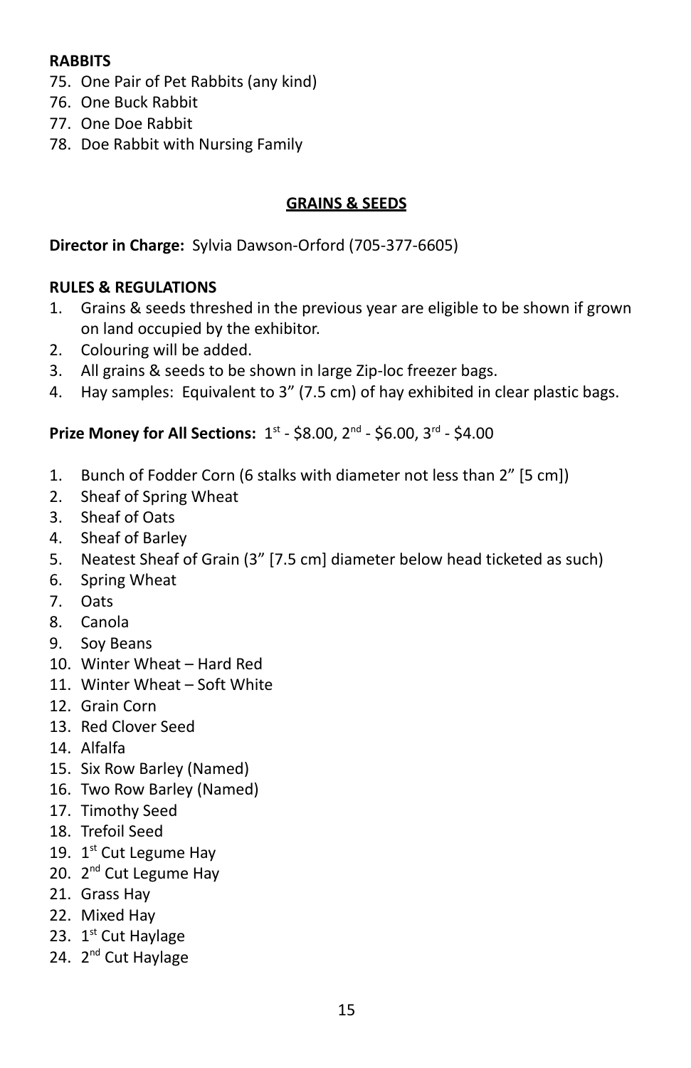**RABBITS**

75. One Pair of Pet Rabbits (any kind)
76. One Buck Rabbit
77. One Doe Rabbit
78. Doe Rabbit with Nursing Family

## GRAINS & SEEDS

**Director in Charge:** Sylvia Dawson-Orford (705-377-6605)

**RULES & REGULATIONS**

1. Grains & seeds threshed in the previous year are eligible to be shown if grown on land occupied by the exhibitor.
2. Colouring will be added.
3. All grains & seeds to be shown in large Zip-loc freezer bags.
4. Hay samples: Equivalent to 3" (7.5 cm) of hay exhibited in clear plastic bags.

**Prize Money for All Sections:** 1st - $8.00, 2nd - $6.00, 3rd - $4.00

1. Bunch of Fodder Corn (6 stalks with diameter not less than 2" [5 cm])
2. Sheaf of Spring Wheat
3. Sheaf of Oats
4. Sheaf of Barley
5. Neatest Sheaf of Grain (3" [7.5 cm] diameter below head ticketed as such)
6. Spring Wheat
7. Oats
8. Canola
9. Soy Beans
10. Winter Wheat – Hard Red
11. Winter Wheat – Soft White
12. Grain Corn
13. Red Clover Seed
14. Alfalfa
15. Six Row Barley (Named)
16. Two Row Barley (Named)
17. Timothy Seed
18. Trefoil Seed
19. 1st Cut Legume Hay
20. 2nd Cut Legume Hay
21. Grass Hay
22. Mixed Hay
23. 1st Cut Haylage
24. 2nd Cut Haylage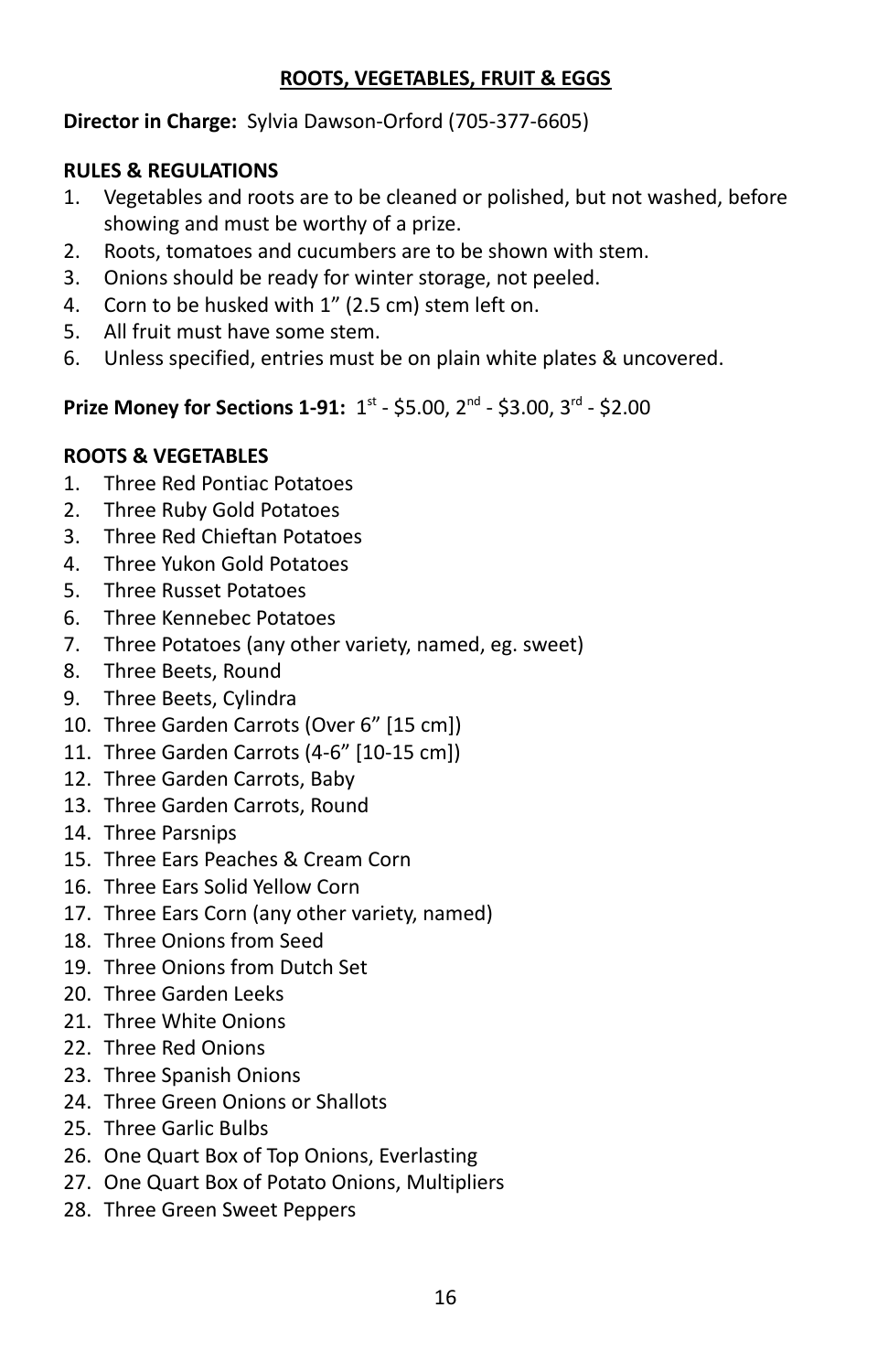## ROOTS, VEGETABLES, FRUIT & EGGS

**Director in Charge:** Sylvia Dawson-Orford (705-377-6605)

**RULES & REGULATIONS**

1. Vegetables and roots are to be cleaned or polished, but not washed, before showing and must be worthy of a prize.
2. Roots, tomatoes and cucumbers are to be shown with stem.
3. Onions should be ready for winter storage, not peeled.
4. Corn to be husked with 1" (2.5 cm) stem left on.
5. All fruit must have some stem.
6. Unless specified, entries must be on plain white plates & uncovered.

**Prize Money for Sections 1-91:** 1st - $5.00, 2nd - $3.00, 3rd - $2.00

**ROOTS & VEGETABLES**

1. Three Red Pontiac Potatoes
2. Three Ruby Gold Potatoes
3. Three Red Chieftan Potatoes
4. Three Yukon Gold Potatoes
5. Three Russet Potatoes
6. Three Kennebec Potatoes
7. Three Potatoes (any other variety, named, eg. sweet)
8. Three Beets, Round
9. Three Beets, Cylindra
10. Three Garden Carrots (Over 6" [15 cm])
11. Three Garden Carrots (4-6" [10-15 cm])
12. Three Garden Carrots, Baby
13. Three Garden Carrots, Round
14. Three Parsnips
15. Three Ears Peaches & Cream Corn
16. Three Ears Solid Yellow Corn
17. Three Ears Corn (any other variety, named)
18. Three Onions from Seed
19. Three Onions from Dutch Set
20. Three Garden Leeks
21. Three White Onions
22. Three Red Onions
23. Three Spanish Onions
24. Three Green Onions or Shallots
25. Three Garlic Bulbs
26. One Quart Box of Top Onions, Everlasting
27. One Quart Box of Potato Onions, Multipliers
28. Three Green Sweet Peppers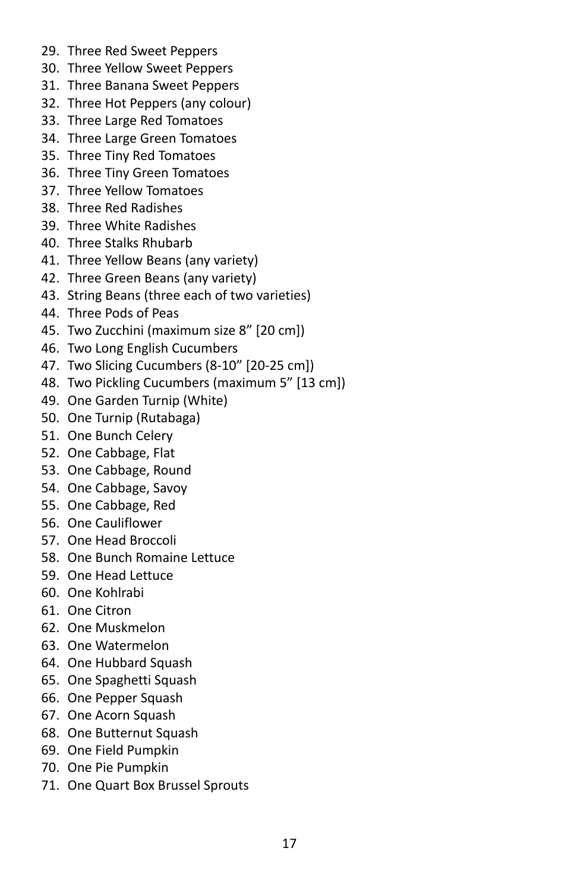29. Three Red Sweet Peppers
30. Three Yellow Sweet Peppers
31. Three Banana Sweet Peppers
32. Three Hot Peppers (any colour)
33. Three Large Red Tomatoes
34. Three Large Green Tomatoes
35. Three Tiny Red Tomatoes
36. Three Tiny Green Tomatoes
37. Three Yellow Tomatoes
38. Three Red Radishes
39. Three White Radishes
40. Three Stalks Rhubarb
41. Three Yellow Beans (any variety)
42. Three Green Beans (any variety)
43. String Beans (three each of two varieties)
44. Three Pods of Peas
45. Two Zucchini (maximum size 8" [20 cm])
46. Two Long English Cucumbers
47. Two Slicing Cucumbers (8-10" [20-25 cm])
48. Two Pickling Cucumbers (maximum 5" [13 cm])
49. One Garden Turnip (White)
50. One Turnip (Rutabaga)
51. One Bunch Celery
52. One Cabbage, Flat
53. One Cabbage, Round
54. One Cabbage, Savoy
55. One Cabbage, Red
56. One Cauliflower
57. One Head Broccoli
58. One Bunch Romaine Lettuce
59. One Head Lettuce
60. One Kohlrabi
61. One Citron
62. One Muskmelon
63. One Watermelon
64. One Hubbard Squash
65. One Spaghetti Squash
66. One Pepper Squash
67. One Acorn Squash
68. One Butternut Squash
69. One Field Pumpkin
70. One Pie Pumpkin
71. One Quart Box Brussel Sprouts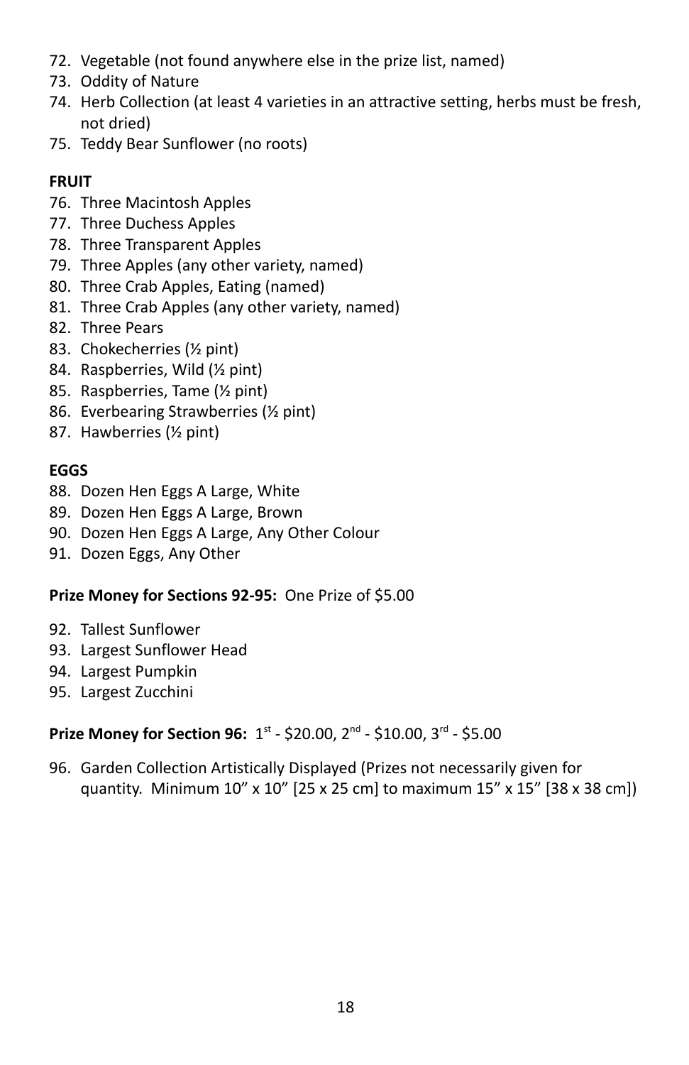72. Vegetable (not found anywhere else in the prize list, named)
73. Oddity of Nature
74. Herb Collection (at least 4 varieties in an attractive setting, herbs must be fresh, not dried)
75. Teddy Bear Sunflower (no roots)

**FRUIT**

76. Three Macintosh Apples
77. Three Duchess Apples
78. Three Transparent Apples
79. Three Apples (any other variety, named)
80. Three Crab Apples, Eating (named)
81. Three Crab Apples (any other variety, named)
82. Three Pears
83. Chokecherries (½ pint)
84. Raspberries, Wild (½ pint)
85. Raspberries, Tame (½ pint)
86. Everbearing Strawberries (½ pint)
87. Hawberries (½ pint)

**EGGS**

88. Dozen Hen Eggs A Large, White
89. Dozen Hen Eggs A Large, Brown
90. Dozen Hen Eggs A Large, Any Other Colour
91. Dozen Eggs, Any Other

**Prize Money for Sections 92-95:** One Prize of $5.00

92. Tallest Sunflower
93. Largest Sunflower Head
94. Largest Pumpkin
95. Largest Zucchini

**Prize Money for Section 96:** 1st - $20.00, 2nd - $10.00, 3rd - $5.00

96. Garden Collection Artistically Displayed (Prizes not necessarily given for quantity. Minimum 10" x 10" [25 x 25 cm] to maximum 15" x 15" [38 x 38 cm])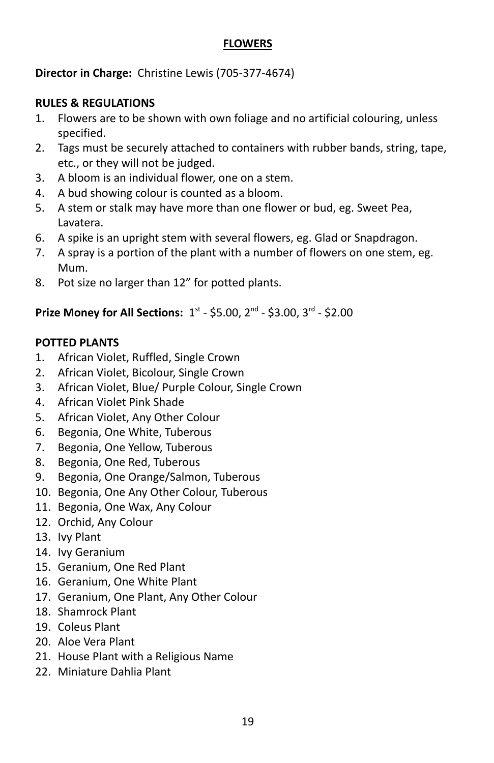# FLOWERS

**Director in Charge:** Christine Lewis (705-377-4674)

**RULES & REGULATIONS**

1. Flowers are to be shown with own foliage and no artificial colouring, unless specified.
2. Tags must be securely attached to containers with rubber bands, string, tape, etc., or they will not be judged.
3. A bloom is an individual flower, one on a stem.
4. A bud showing colour is counted as a bloom.
5. A stem or stalk may have more than one flower or bud, eg. Sweet Pea, Lavatera.
6. A spike is an upright stem with several flowers, eg. Glad or Snapdragon.
7. A spray is a portion of the plant with a number of flowers on one stem, eg. Mum.
8. Pot size no larger than 12" for potted plants.

**Prize Money for All Sections:** 1st - $5.00, 2nd - $3.00, 3rd - $2.00

**POTTED PLANTS**

1. African Violet, Ruffled, Single Crown
2. African Violet, Bicolour, Single Crown
3. African Violet, Blue/ Purple Colour, Single Crown
4. African Violet Pink Shade
5. African Violet, Any Other Colour
6. Begonia, One White, Tuberous
7. Begonia, One Yellow, Tuberous
8. Begonia, One Red, Tuberous
9. Begonia, One Orange/Salmon, Tuberous
10. Begonia, One Any Other Colour, Tuberous
11. Begonia, One Wax, Any Colour
12. Orchid, Any Colour
13. Ivy Plant
14. Ivy Geranium
15. Geranium, One Red Plant
16. Geranium, One White Plant
17. Geranium, One Plant, Any Other Colour
18. Shamrock Plant
19. Coleus Plant
20. Aloe Vera Plant
21. House Plant with a Religious Name
22. Miniature Dahlia Plant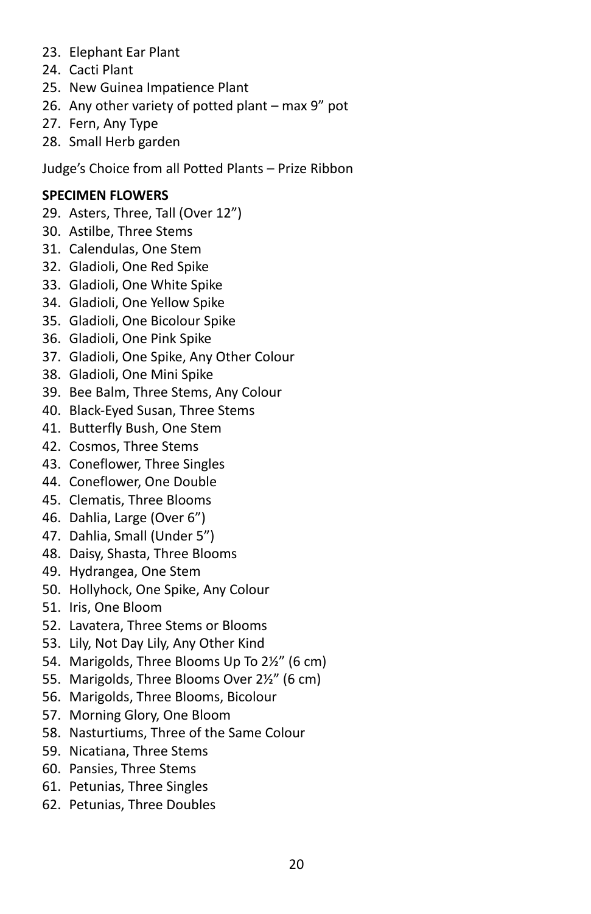23. Elephant Ear Plant
24. Cacti Plant
25. New Guinea Impatience Plant
26. Any other variety of potted plant – max 9" pot
27. Fern, Any Type
28. Small Herb garden

Judge's Choice from all Potted Plants – Prize Ribbon

**SPECIMEN FLOWERS**

29. Asters, Three, Tall (Over 12")
30. Astilbe, Three Stems
31. Calendulas, One Stem
32. Gladioli, One Red Spike
33. Gladioli, One White Spike
34. Gladioli, One Yellow Spike
35. Gladioli, One Bicolour Spike
36. Gladioli, One Pink Spike
37. Gladioli, One Spike, Any Other Colour
38. Gladioli, One Mini Spike
39. Bee Balm, Three Stems, Any Colour
40. Black-Eyed Susan, Three Stems
41. Butterfly Bush, One Stem
42. Cosmos, Three Stems
43. Coneflower, Three Singles
44. Coneflower, One Double
45. Clematis, Three Blooms
46. Dahlia, Large (Over 6")
47. Dahlia, Small (Under 5")
48. Daisy, Shasta, Three Blooms
49. Hydrangea, One Stem
50. Hollyhock, One Spike, Any Colour
51. Iris, One Bloom
52. Lavatera, Three Stems or Blooms
53. Lily, Not Day Lily, Any Other Kind
54. Marigolds, Three Blooms Up To 2½" (6 cm)
55. Marigolds, Three Blooms Over 2½" (6 cm)
56. Marigolds, Three Blooms, Bicolour
57. Morning Glory, One Bloom
58. Nasturtiums, Three of the Same Colour
59. Nicatiana, Three Stems
60. Pansies, Three Stems
61. Petunias, Three Singles
62. Petunias, Three Doubles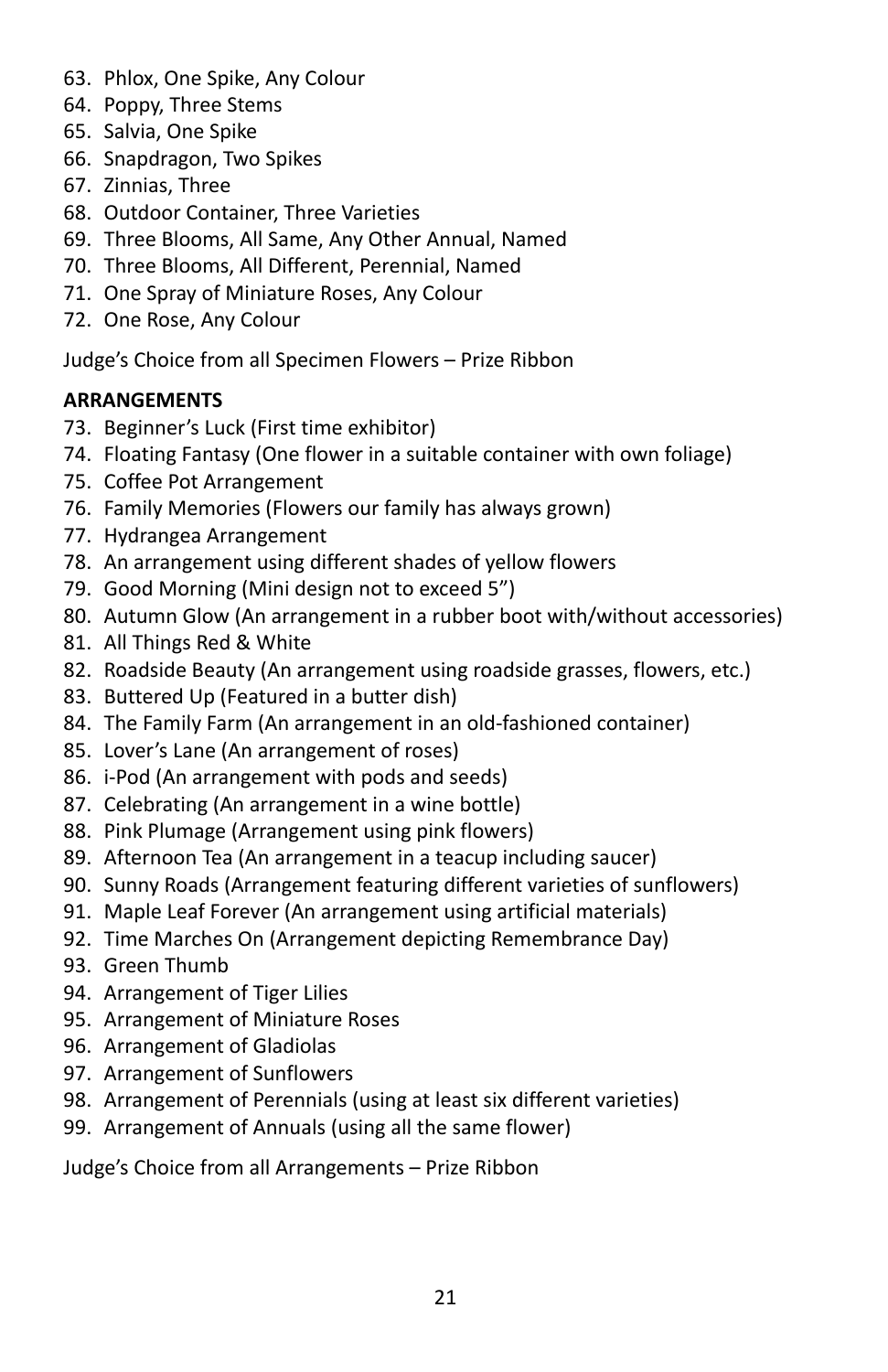63. Phlox, One Spike, Any Colour
64. Poppy, Three Stems
65. Salvia, One Spike
66. Snapdragon, Two Spikes
67. Zinnias, Three
68. Outdoor Container, Three Varieties
69. Three Blooms, All Same, Any Other Annual, Named
70. Three Blooms, All Different, Perennial, Named
71. One Spray of Miniature Roses, Any Colour
72. One Rose, Any Colour

Judge's Choice from all Specimen Flowers – Prize Ribbon

**ARRANGEMENTS**

73. Beginner's Luck (First time exhibitor)
74. Floating Fantasy (One flower in a suitable container with own foliage)
75. Coffee Pot Arrangement
76. Family Memories (Flowers our family has always grown)
77. Hydrangea Arrangement
78. An arrangement using different shades of yellow flowers
79. Good Morning (Mini design not to exceed 5")
80. Autumn Glow (An arrangement in a rubber boot with/without accessories)
81. All Things Red & White
82. Roadside Beauty (An arrangement using roadside grasses, flowers, etc.)
83. Buttered Up (Featured in a butter dish)
84. The Family Farm (An arrangement in an old-fashioned container)
85. Lover's Lane (An arrangement of roses)
86. i-Pod (An arrangement with pods and seeds)
87. Celebrating (An arrangement in a wine bottle)
88. Pink Plumage (Arrangement using pink flowers)
89. Afternoon Tea (An arrangement in a teacup including saucer)
90. Sunny Roads (Arrangement featuring different varieties of sunflowers)
91. Maple Leaf Forever (An arrangement using artificial materials)
92. Time Marches On (Arrangement depicting Remembrance Day)
93. Green Thumb
94. Arrangement of Tiger Lilies
95. Arrangement of Miniature Roses
96. Arrangement of Gladiolas
97. Arrangement of Sunflowers
98. Arrangement of Perennials (using at least six different varieties)
99. Arrangement of Annuals (using all the same flower)

Judge's Choice from all Arrangements – Prize Ribbon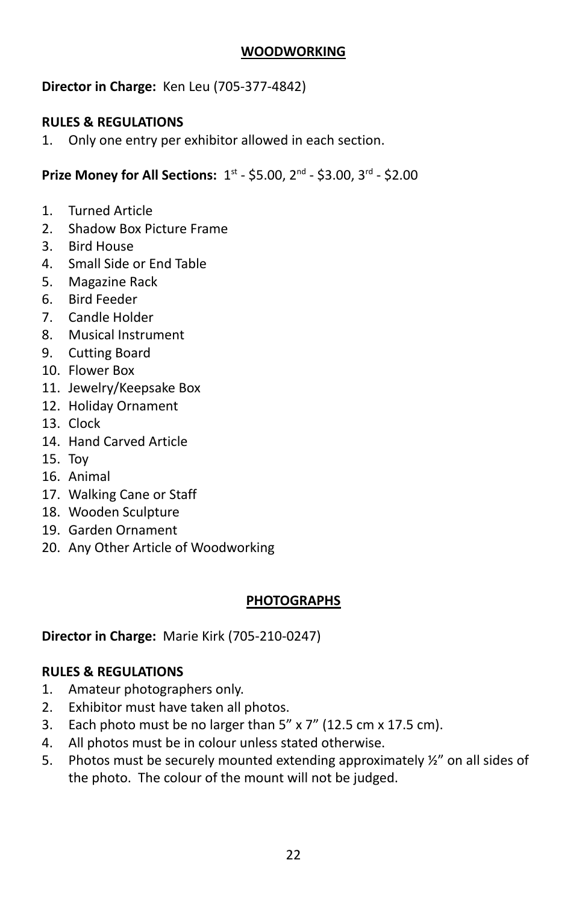## WOODWORKING

**Director in Charge:** Ken Leu (705-377-4842)

**RULES & REGULATIONS**

1. Only one entry per exhibitor allowed in each section.

**Prize Money for All Sections:** 1st - $5.00, 2nd - $3.00, 3rd - $2.00

1. Turned Article
2. Shadow Box Picture Frame
3. Bird House
4. Small Side or End Table
5. Magazine Rack
6. Bird Feeder
7. Candle Holder
8. Musical Instrument
9. Cutting Board
10. Flower Box
11. Jewelry/Keepsake Box
12. Holiday Ornament
13. Clock
14. Hand Carved Article
15. Toy
16. Animal
17. Walking Cane or Staff
18. Wooden Sculpture
19. Garden Ornament
20. Any Other Article of Woodworking

## PHOTOGRAPHS

**Director in Charge:** Marie Kirk (705-210-0247)

**RULES & REGULATIONS**

1. Amateur photographers only.
2. Exhibitor must have taken all photos.
3. Each photo must be no larger than 5" x 7" (12.5 cm x 17.5 cm).
4. All photos must be in colour unless stated otherwise.
5. Photos must be securely mounted extending approximately ½" on all sides of the photo. The colour of the mount will not be judged.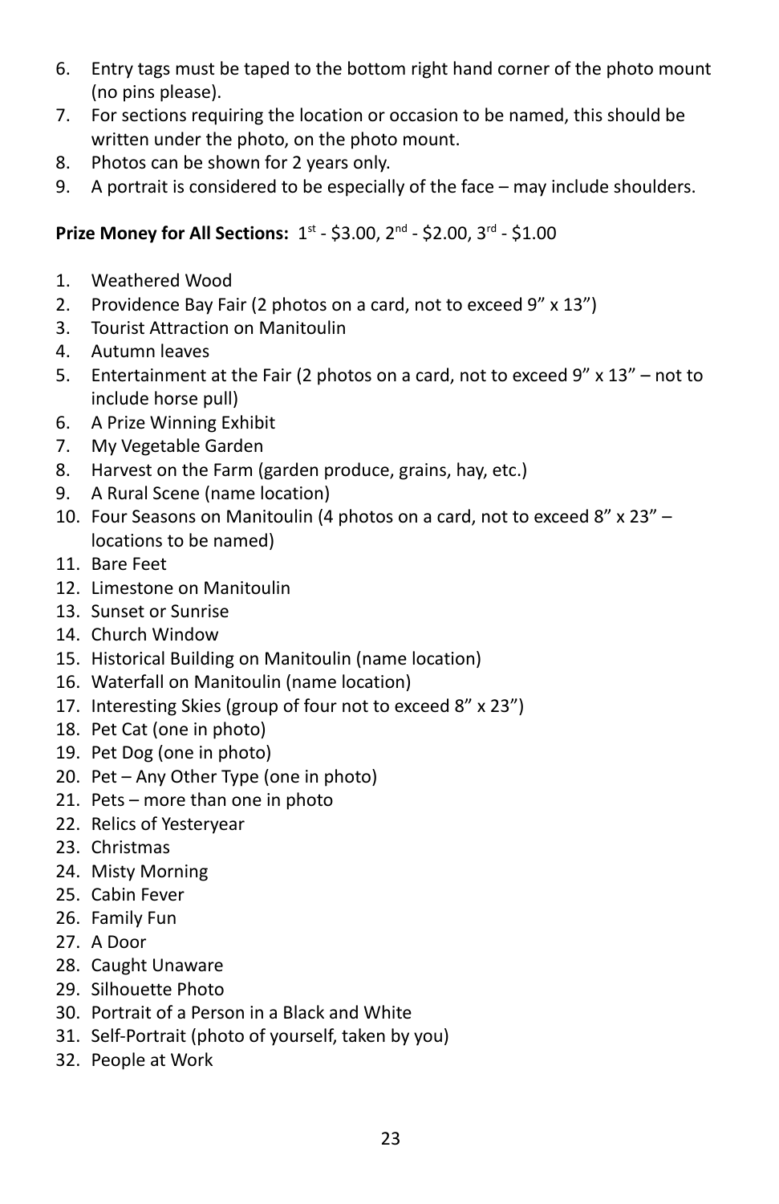6. Entry tags must be taped to the bottom right hand corner of the photo mount (no pins please).
7. For sections requiring the location or occasion to be named, this should be written under the photo, on the photo mount.
8. Photos can be shown for 2 years only.
9. A portrait is considered to be especially of the face – may include shoulders.

**Prize Money for All Sections:** 1st - $3.00, 2nd - $2.00, 3rd - $1.00

1. Weathered Wood
2. Providence Bay Fair (2 photos on a card, not to exceed 9" x 13")
3. Tourist Attraction on Manitoulin
4. Autumn leaves
5. Entertainment at the Fair (2 photos on a card, not to exceed 9" x 13" – not to include horse pull)
6. A Prize Winning Exhibit
7. My Vegetable Garden
8. Harvest on the Farm (garden produce, grains, hay, etc.)
9. A Rural Scene (name location)
10. Four Seasons on Manitoulin (4 photos on a card, not to exceed 8" x 23" – locations to be named)
11. Bare Feet
12. Limestone on Manitoulin
13. Sunset or Sunrise
14. Church Window
15. Historical Building on Manitoulin (name location)
16. Waterfall on Manitoulin (name location)
17. Interesting Skies (group of four not to exceed 8" x 23")
18. Pet Cat (one in photo)
19. Pet Dog (one in photo)
20. Pet – Any Other Type (one in photo)
21. Pets – more than one in photo
22. Relics of Yesteryear
23. Christmas
24. Misty Morning
25. Cabin Fever
26. Family Fun
27. A Door
28. Caught Unaware
29. Silhouette Photo
30. Portrait of a Person in a Black and White
31. Self-Portrait (photo of yourself, taken by you)
32. People at Work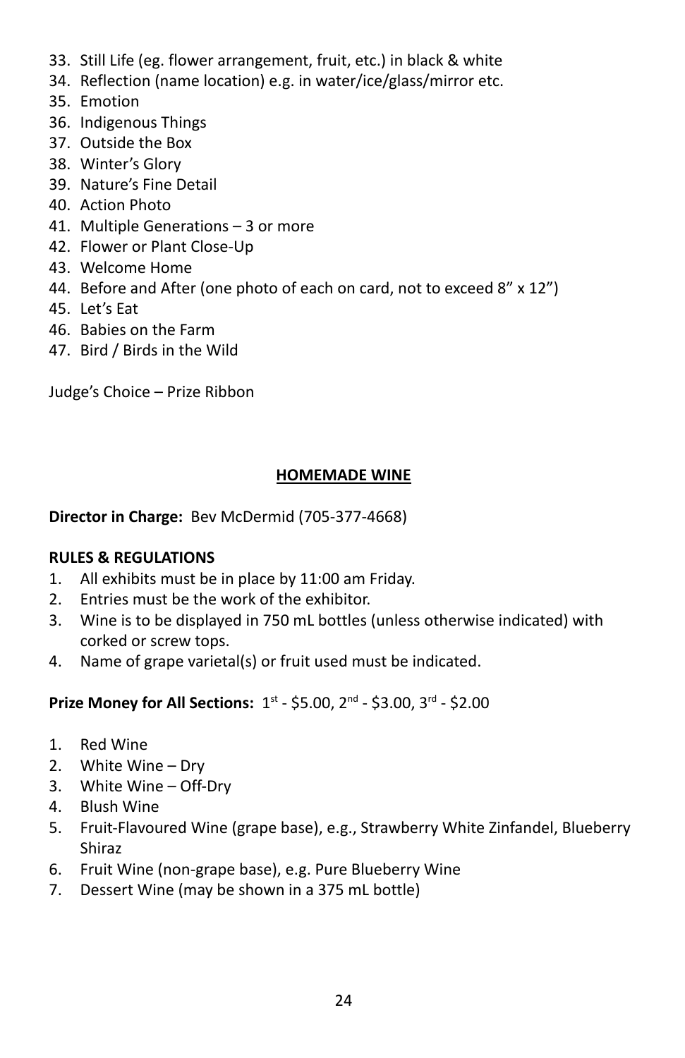33. Still Life (eg. flower arrangement, fruit, etc.) in black & white
34. Reflection (name location) e.g. in water/ice/glass/mirror etc.
35. Emotion
36. Indigenous Things
37. Outside the Box
38. Winter's Glory
39. Nature's Fine Detail
40. Action Photo
41. Multiple Generations – 3 or more
42. Flower or Plant Close-Up
43. Welcome Home
44. Before and After (one photo of each on card, not to exceed 8" x 12")
45. Let's Eat
46. Babies on the Farm
47. Bird / Birds in the Wild

Judge's Choice – Prize Ribbon

## HOMEMADE WINE

**Director in Charge:** Bev McDermid (705-377-4668)

**RULES & REGULATIONS**

1. All exhibits must be in place by 11:00 am Friday.
2. Entries must be the work of the exhibitor.
3. Wine is to be displayed in 750 mL bottles (unless otherwise indicated) with corked or screw tops.
4. Name of grape varietal(s) or fruit used must be indicated.

**Prize Money for All Sections:** 1st - $5.00, 2nd - $3.00, 3rd - $2.00

1. Red Wine
2. White Wine – Dry
3. White Wine – Off-Dry
4. Blush Wine
5. Fruit-Flavoured Wine (grape base), e.g., Strawberry White Zinfandel, Blueberry Shiraz
6. Fruit Wine (non-grape base), e.g. Pure Blueberry Wine
7. Dessert Wine (may be shown in a 375 mL bottle)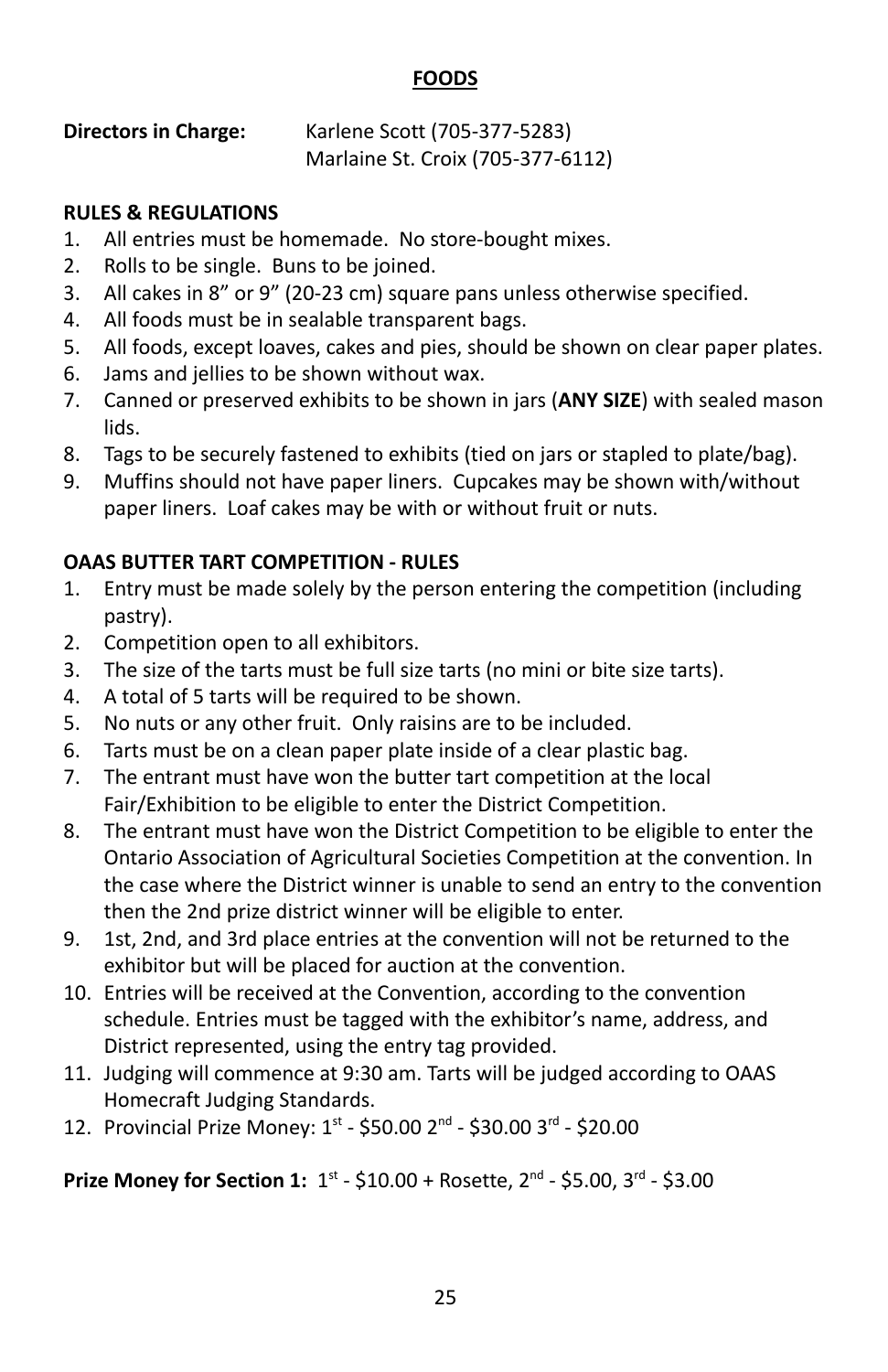## FOODS

**Directors in Charge:** Karlene Scott (705-377-5283)
Marlaine St. Croix (705-377-6112)

### RULES & REGULATIONS

1. All entries must be homemade. No store-bought mixes.
2. Rolls to be single. Buns to be joined.
3. All cakes in 8" or 9" (20-23 cm) square pans unless otherwise specified.
4. All foods must be in sealable transparent bags.
5. All foods, except loaves, cakes and pies, should be shown on clear paper plates.
6. Jams and jellies to be shown without wax.
7. Canned or preserved exhibits to be shown in jars (**ANY SIZE**) with sealed mason lids.
8. Tags to be securely fastened to exhibits (tied on jars or stapled to plate/bag).
9. Muffins should not have paper liners. Cupcakes may be shown with/without paper liners. Loaf cakes may be with or without fruit or nuts.

### OAAS BUTTER TART COMPETITION - RULES

1. Entry must be made solely by the person entering the competition (including pastry).
2. Competition open to all exhibitors.
3. The size of the tarts must be full size tarts (no mini or bite size tarts).
4. A total of 5 tarts will be required to be shown.
5. No nuts or any other fruit. Only raisins are to be included.
6. Tarts must be on a clean paper plate inside of a clear plastic bag.
7. The entrant must have won the butter tart competition at the local Fair/Exhibition to be eligible to enter the District Competition.
8. The entrant must have won the District Competition to be eligible to enter the Ontario Association of Agricultural Societies Competition at the convention. In the case where the District winner is unable to send an entry to the convention then the 2nd prize district winner will be eligible to enter.
9. 1st, 2nd, and 3rd place entries at the convention will not be returned to the exhibitor but will be placed for auction at the convention.
10. Entries will be received at the Convention, according to the convention schedule. Entries must be tagged with the exhibitor's name, address, and District represented, using the entry tag provided.
11. Judging will commence at 9:30 am. Tarts will be judged according to OAAS Homecraft Judging Standards.
12. Provincial Prize Money: 1st - $50.00 2nd - $30.00 3rd - $20.00

**Prize Money for Section 1:** 1st - $10.00 + Rosette, 2nd - $5.00, 3rd - $3.00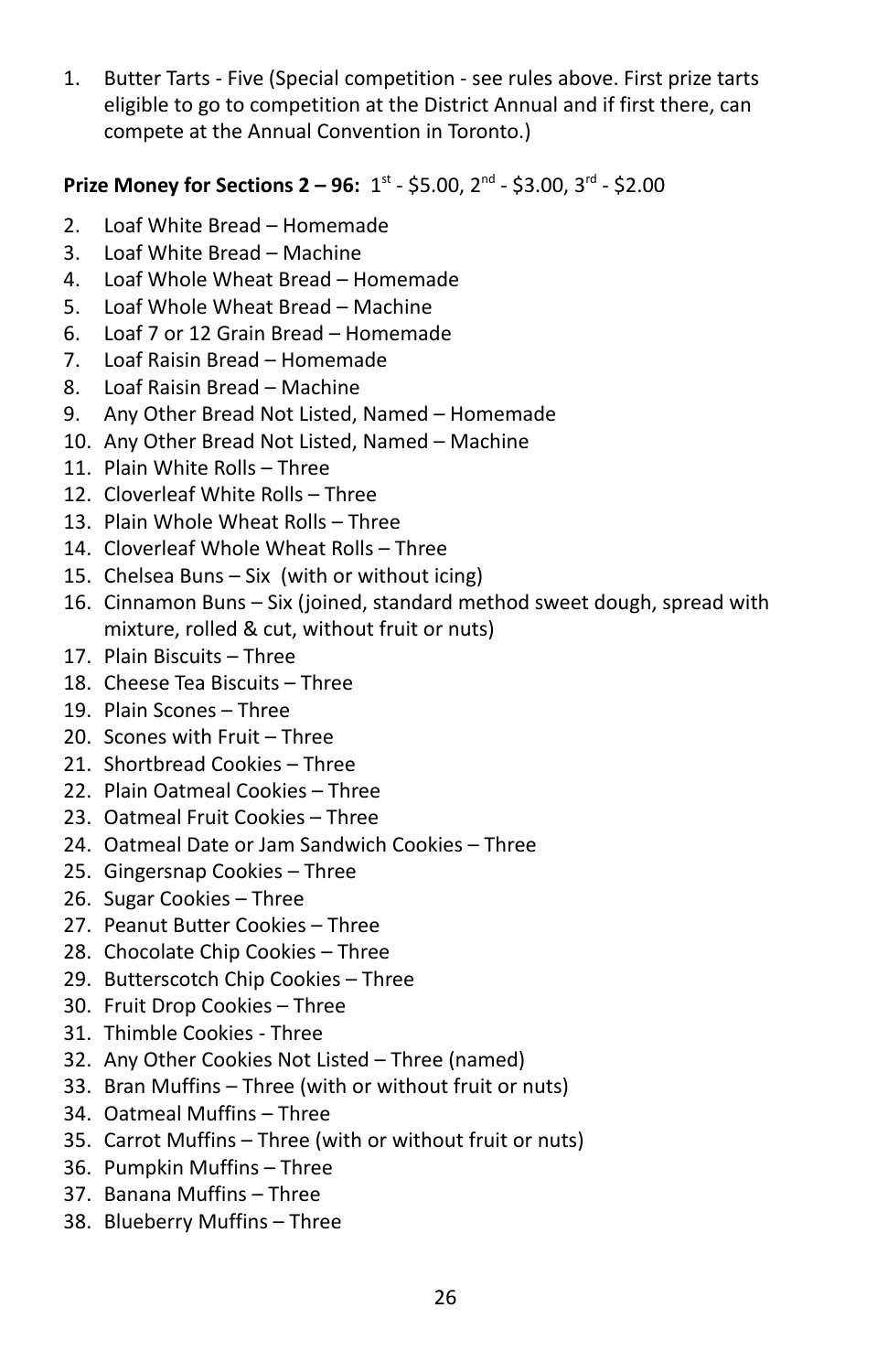1. Butter Tarts - Five (Special competition - see rules above. First prize tarts eligible to go to competition at the District Annual and if first there, can compete at the Annual Convention in Toronto.)

**Prize Money for Sections 2 – 96:** 1st - $5.00, 2nd - $3.00, 3rd - $2.00

2. Loaf White Bread – Homemade
3. Loaf White Bread – Machine
4. Loaf Whole Wheat Bread – Homemade
5. Loaf Whole Wheat Bread – Machine
6. Loaf 7 or 12 Grain Bread – Homemade
7. Loaf Raisin Bread – Homemade
8. Loaf Raisin Bread – Machine
9. Any Other Bread Not Listed, Named – Homemade
10. Any Other Bread Not Listed, Named – Machine
11. Plain White Rolls – Three
12. Cloverleaf White Rolls – Three
13. Plain Whole Wheat Rolls – Three
14. Cloverleaf Whole Wheat Rolls – Three
15. Chelsea Buns – Six (with or without icing)
16. Cinnamon Buns – Six (joined, standard method sweet dough, spread with mixture, rolled & cut, without fruit or nuts)
17. Plain Biscuits – Three
18. Cheese Tea Biscuits – Three
19. Plain Scones – Three
20. Scones with Fruit – Three
21. Shortbread Cookies – Three
22. Plain Oatmeal Cookies – Three
23. Oatmeal Fruit Cookies – Three
24. Oatmeal Date or Jam Sandwich Cookies – Three
25. Gingersnap Cookies – Three
26. Sugar Cookies – Three
27. Peanut Butter Cookies – Three
28. Chocolate Chip Cookies – Three
29. Butterscotch Chip Cookies – Three
30. Fruit Drop Cookies – Three
31. Thimble Cookies - Three
32. Any Other Cookies Not Listed – Three (named)
33. Bran Muffins – Three (with or without fruit or nuts)
34. Oatmeal Muffins – Three
35. Carrot Muffins – Three (with or without fruit or nuts)
36. Pumpkin Muffins – Three
37. Banana Muffins – Three
38. Blueberry Muffins – Three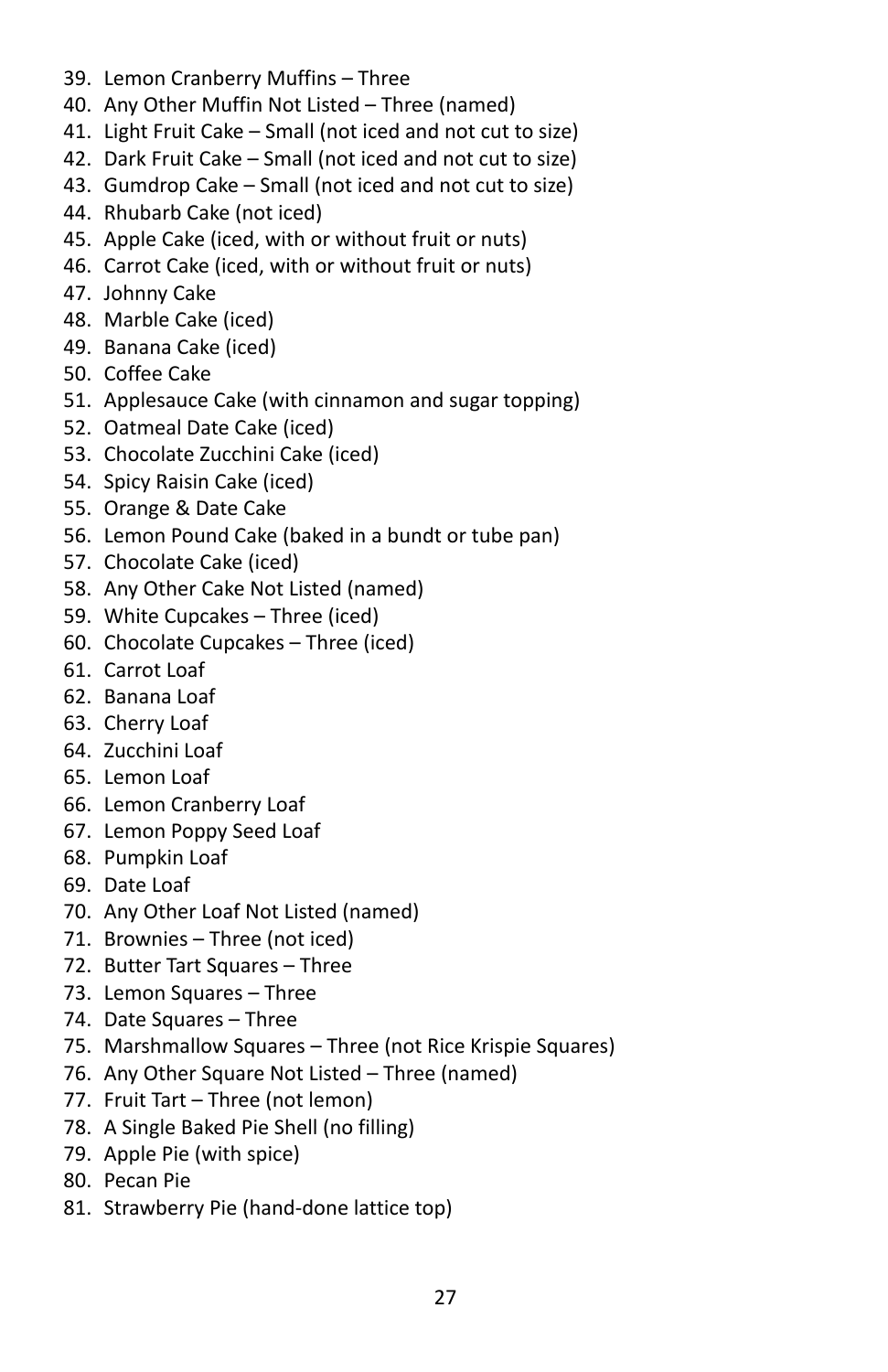39. Lemon Cranberry Muffins – Three
40. Any Other Muffin Not Listed – Three (named)
41. Light Fruit Cake – Small (not iced and not cut to size)
42. Dark Fruit Cake – Small (not iced and not cut to size)
43. Gumdrop Cake – Small (not iced and not cut to size)
44. Rhubarb Cake (not iced)
45. Apple Cake (iced, with or without fruit or nuts)
46. Carrot Cake (iced, with or without fruit or nuts)
47. Johnny Cake
48. Marble Cake (iced)
49. Banana Cake (iced)
50. Coffee Cake
51. Applesauce Cake (with cinnamon and sugar topping)
52. Oatmeal Date Cake (iced)
53. Chocolate Zucchini Cake (iced)
54. Spicy Raisin Cake (iced)
55. Orange & Date Cake
56. Lemon Pound Cake (baked in a bundt or tube pan)
57. Chocolate Cake (iced)
58. Any Other Cake Not Listed (named)
59. White Cupcakes – Three (iced)
60. Chocolate Cupcakes – Three (iced)
61. Carrot Loaf
62. Banana Loaf
63. Cherry Loaf
64. Zucchini Loaf
65. Lemon Loaf
66. Lemon Cranberry Loaf
67. Lemon Poppy Seed Loaf
68. Pumpkin Loaf
69. Date Loaf
70. Any Other Loaf Not Listed (named)
71. Brownies – Three (not iced)
72. Butter Tart Squares – Three
73. Lemon Squares – Three
74. Date Squares – Three
75. Marshmallow Squares – Three (not Rice Krispie Squares)
76. Any Other Square Not Listed – Three (named)
77. Fruit Tart – Three (not lemon)
78. A Single Baked Pie Shell (no filling)
79. Apple Pie (with spice)
80. Pecan Pie
81. Strawberry Pie (hand-done lattice top)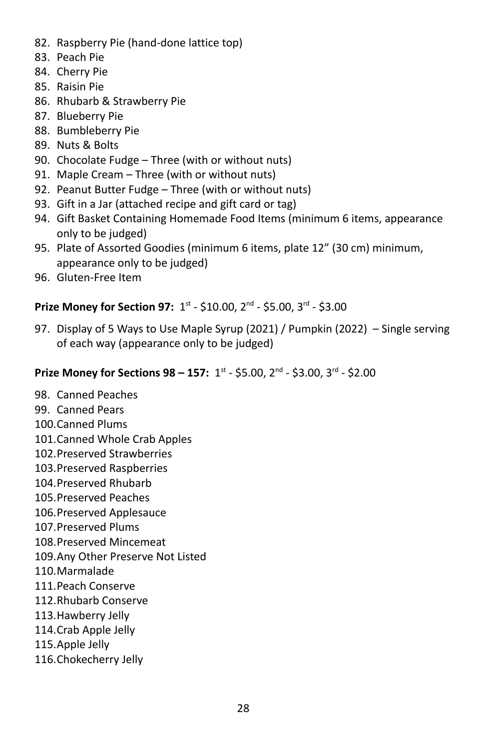82. Raspberry Pie (hand-done lattice top)
83. Peach Pie
84. Cherry Pie
85. Raisin Pie
86. Rhubarb & Strawberry Pie
87. Blueberry Pie
88. Bumbleberry Pie
89. Nuts & Bolts
90. Chocolate Fudge – Three (with or without nuts)
91. Maple Cream – Three (with or without nuts)
92. Peanut Butter Fudge – Three (with or without nuts)
93. Gift in a Jar (attached recipe and gift card or tag)
94. Gift Basket Containing Homemade Food Items (minimum 6 items, appearance only to be judged)
95. Plate of Assorted Goodies (minimum 6 items, plate 12" (30 cm) minimum, appearance only to be judged)
96. Gluten-Free Item

**Prize Money for Section 97:** 1st - $10.00, 2nd - $5.00, 3rd - $3.00

97. Display of 5 Ways to Use Maple Syrup (2021) / Pumpkin (2022) – Single serving of each way (appearance only to be judged)

**Prize Money for Sections 98 – 157:** 1st - $5.00, 2nd - $3.00, 3rd - $2.00

98. Canned Peaches
99. Canned Pears
100. Canned Plums
101. Canned Whole Crab Apples
102. Preserved Strawberries
103. Preserved Raspberries
104. Preserved Rhubarb
105. Preserved Peaches
106. Preserved Applesauce
107. Preserved Plums
108. Preserved Mincemeat
109. Any Other Preserve Not Listed
110. Marmalade
111. Peach Conserve
112. Rhubarb Conserve
113. Hawberry Jelly
114. Crab Apple Jelly
115. Apple Jelly
116. Chokecherry Jelly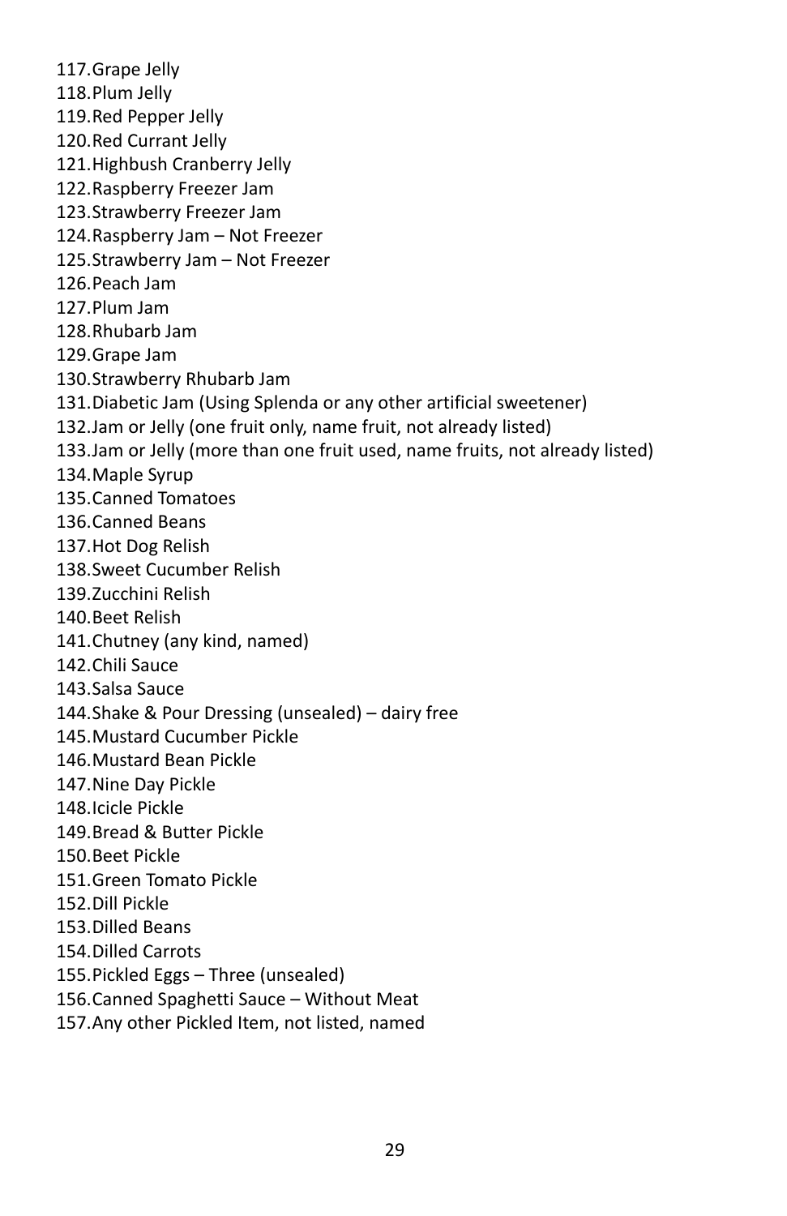117. Grape Jelly
118. Plum Jelly
119. Red Pepper Jelly
120. Red Currant Jelly
121. Highbush Cranberry Jelly
122. Raspberry Freezer Jam
123. Strawberry Freezer Jam
124. Raspberry Jam – Not Freezer
125. Strawberry Jam – Not Freezer
126. Peach Jam
127. Plum Jam
128. Rhubarb Jam
129. Grape Jam
130. Strawberry Rhubarb Jam
131. Diabetic Jam (Using Splenda or any other artificial sweetener)
132. Jam or Jelly (one fruit only, name fruit, not already listed)
133. Jam or Jelly (more than one fruit used, name fruits, not already listed)
134. Maple Syrup
135. Canned Tomatoes
136. Canned Beans
137. Hot Dog Relish
138. Sweet Cucumber Relish
139. Zucchini Relish
140. Beet Relish
141. Chutney (any kind, named)
142. Chili Sauce
143. Salsa Sauce
144. Shake & Pour Dressing (unsealed) – dairy free
145. Mustard Cucumber Pickle
146. Mustard Bean Pickle
147. Nine Day Pickle
148. Icicle Pickle
149. Bread & Butter Pickle
150. Beet Pickle
151. Green Tomato Pickle
152. Dill Pickle
153. Dilled Beans
154. Dilled Carrots
155. Pickled Eggs – Three (unsealed)
156. Canned Spaghetti Sauce – Without Meat
157. Any other Pickled Item, not listed, named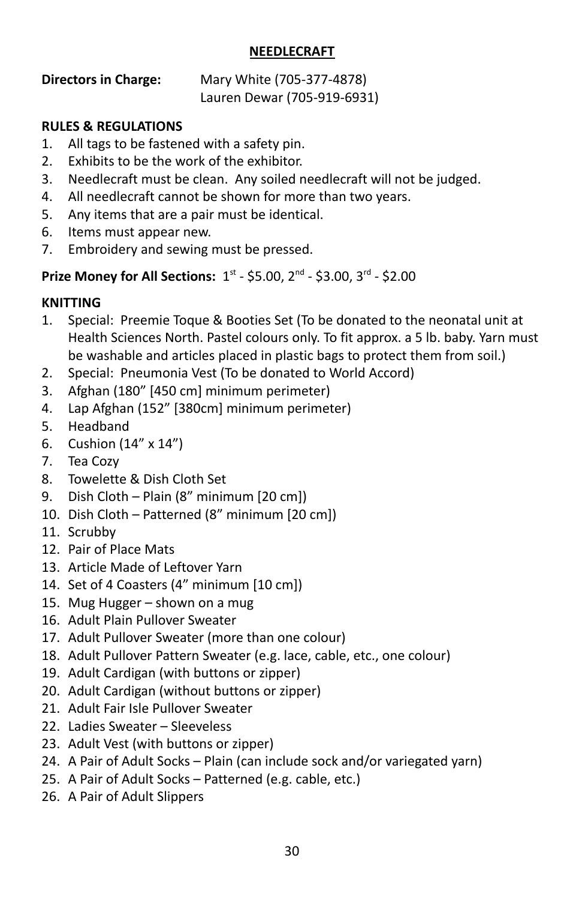## NEEDLECRAFT

**Directors in Charge:** Mary White (705-377-4878)
Lauren Dewar (705-919-6931)

### RULES & REGULATIONS

1. All tags to be fastened with a safety pin.
2. Exhibits to be the work of the exhibitor.
3. Needlecraft must be clean. Any soiled needlecraft will not be judged.
4. All needlecraft cannot be shown for more than two years.
5. Any items that are a pair must be identical.
6. Items must appear new.
7. Embroidery and sewing must be pressed.

**Prize Money for All Sections:** 1st - $5.00, 2nd - $3.00, 3rd - $2.00

### KNITTING

1. Special: Preemie Toque & Booties Set (To be donated to the neonatal unit at Health Sciences North. Pastel colours only. To fit approx. a 5 lb. baby. Yarn must be washable and articles placed in plastic bags to protect them from soil.)
2. Special: Pneumonia Vest (To be donated to World Accord)
3. Afghan (180" [450 cm] minimum perimeter)
4. Lap Afghan (152" [380cm] minimum perimeter)
5. Headband
6. Cushion (14" x 14")
7. Tea Cozy
8. Towelette & Dish Cloth Set
9. Dish Cloth – Plain (8" minimum [20 cm])
10. Dish Cloth – Patterned (8" minimum [20 cm])
11. Scrubby
12. Pair of Place Mats
13. Article Made of Leftover Yarn
14. Set of 4 Coasters (4" minimum [10 cm])
15. Mug Hugger – shown on a mug
16. Adult Plain Pullover Sweater
17. Adult Pullover Sweater (more than one colour)
18. Adult Pullover Pattern Sweater (e.g. lace, cable, etc., one colour)
19. Adult Cardigan (with buttons or zipper)
20. Adult Cardigan (without buttons or zipper)
21. Adult Fair Isle Pullover Sweater
22. Ladies Sweater – Sleeveless
23. Adult Vest (with buttons or zipper)
24. A Pair of Adult Socks – Plain (can include sock and/or variegated yarn)
25. A Pair of Adult Socks – Patterned (e.g. cable, etc.)
26. A Pair of Adult Slippers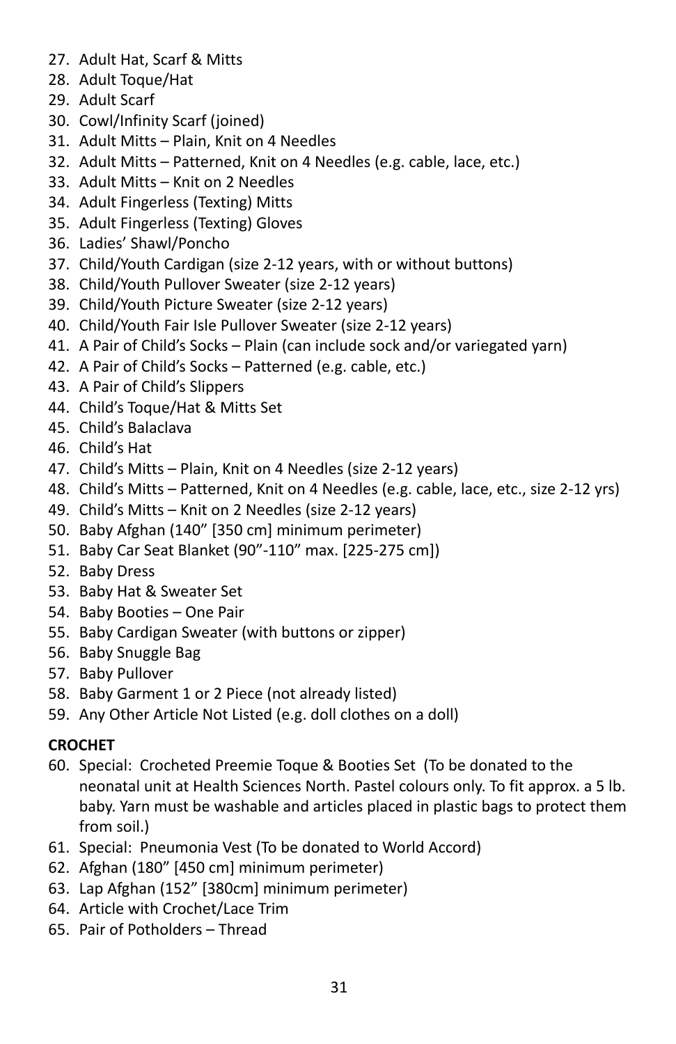27. Adult Hat, Scarf & Mitts
28. Adult Toque/Hat
29. Adult Scarf
30. Cowl/Infinity Scarf (joined)
31. Adult Mitts – Plain, Knit on 4 Needles
32. Adult Mitts – Patterned, Knit on 4 Needles (e.g. cable, lace, etc.)
33. Adult Mitts – Knit on 2 Needles
34. Adult Fingerless (Texting) Mitts
35. Adult Fingerless (Texting) Gloves
36. Ladies' Shawl/Poncho
37. Child/Youth Cardigan (size 2-12 years, with or without buttons)
38. Child/Youth Pullover Sweater (size 2-12 years)
39. Child/Youth Picture Sweater (size 2-12 years)
40. Child/Youth Fair Isle Pullover Sweater (size 2-12 years)
41. A Pair of Child's Socks – Plain (can include sock and/or variegated yarn)
42. A Pair of Child's Socks – Patterned (e.g. cable, etc.)
43. A Pair of Child's Slippers
44. Child's Toque/Hat & Mitts Set
45. Child's Balaclava
46. Child's Hat
47. Child's Mitts – Plain, Knit on 4 Needles (size 2-12 years)
48. Child's Mitts – Patterned, Knit on 4 Needles (e.g. cable, lace, etc., size 2-12 yrs)
49. Child's Mitts – Knit on 2 Needles (size 2-12 years)
50. Baby Afghan (140" [350 cm] minimum perimeter)
51. Baby Car Seat Blanket (90"-110" max. [225-275 cm])
52. Baby Dress
53. Baby Hat & Sweater Set
54. Baby Booties – One Pair
55. Baby Cardigan Sweater (with buttons or zipper)
56. Baby Snuggle Bag
57. Baby Pullover
58. Baby Garment 1 or 2 Piece (not already listed)
59. Any Other Article Not Listed (e.g. doll clothes on a doll)

**CROCHET**

60. Special: Crocheted Preemie Toque & Booties Set (To be donated to the neonatal unit at Health Sciences North. Pastel colours only. To fit approx. a 5 lb. baby. Yarn must be washable and articles placed in plastic bags to protect them from soil.)
61. Special: Pneumonia Vest (To be donated to World Accord)
62. Afghan (180" [450 cm] minimum perimeter)
63. Lap Afghan (152" [380cm] minimum perimeter)
64. Article with Crochet/Lace Trim
65. Pair of Potholders – Thread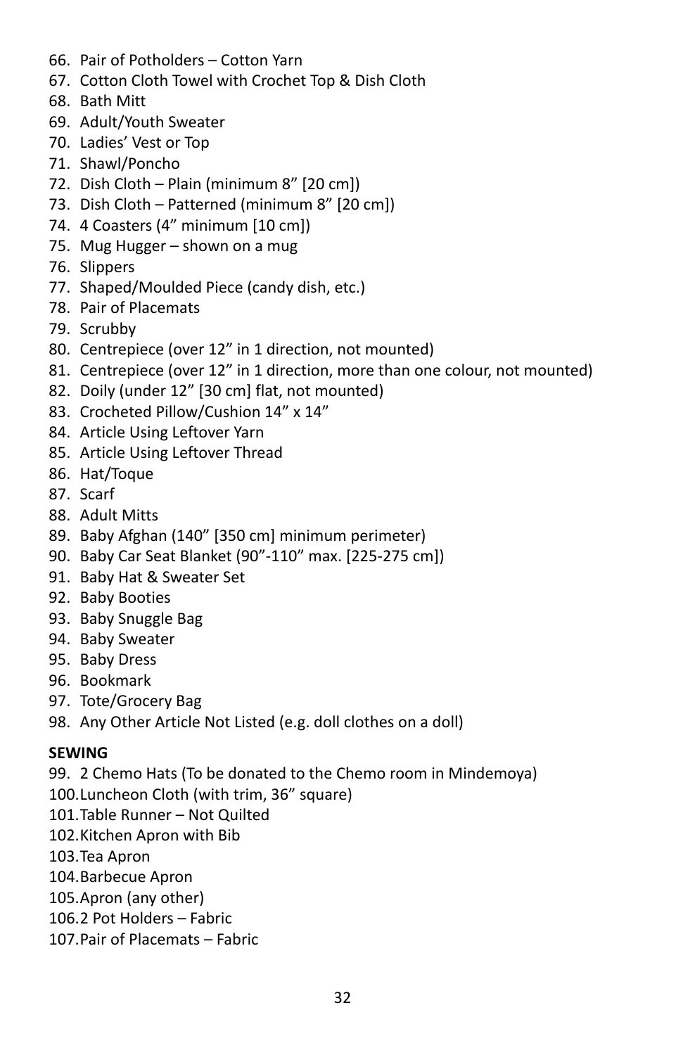66. Pair of Potholders – Cotton Yarn
67. Cotton Cloth Towel with Crochet Top & Dish Cloth
68. Bath Mitt
69. Adult/Youth Sweater
70. Ladies' Vest or Top
71. Shawl/Poncho
72. Dish Cloth – Plain (minimum 8" [20 cm])
73. Dish Cloth – Patterned (minimum 8" [20 cm])
74. 4 Coasters (4" minimum [10 cm])
75. Mug Hugger – shown on a mug
76. Slippers
77. Shaped/Moulded Piece (candy dish, etc.)
78. Pair of Placemats
79. Scrubby
80. Centrepiece (over 12" in 1 direction, not mounted)
81. Centrepiece (over 12" in 1 direction, more than one colour, not mounted)
82. Doily (under 12" [30 cm] flat, not mounted)
83. Crocheted Pillow/Cushion 14" x 14"
84. Article Using Leftover Yarn
85. Article Using Leftover Thread
86. Hat/Toque
87. Scarf
88. Adult Mitts
89. Baby Afghan (140" [350 cm] minimum perimeter)
90. Baby Car Seat Blanket (90"-110" max. [225-275 cm])
91. Baby Hat & Sweater Set
92. Baby Booties
93. Baby Snuggle Bag
94. Baby Sweater
95. Baby Dress
96. Bookmark
97. Tote/Grocery Bag
98. Any Other Article Not Listed (e.g. doll clothes on a doll)

**SEWING**

99. 2 Chemo Hats (To be donated to the Chemo room in Mindemoya)
100. Luncheon Cloth (with trim, 36" square)
101. Table Runner – Not Quilted
102. Kitchen Apron with Bib
103. Tea Apron
104. Barbecue Apron
105. Apron (any other)
106. 2 Pot Holders – Fabric
107. Pair of Placemats – Fabric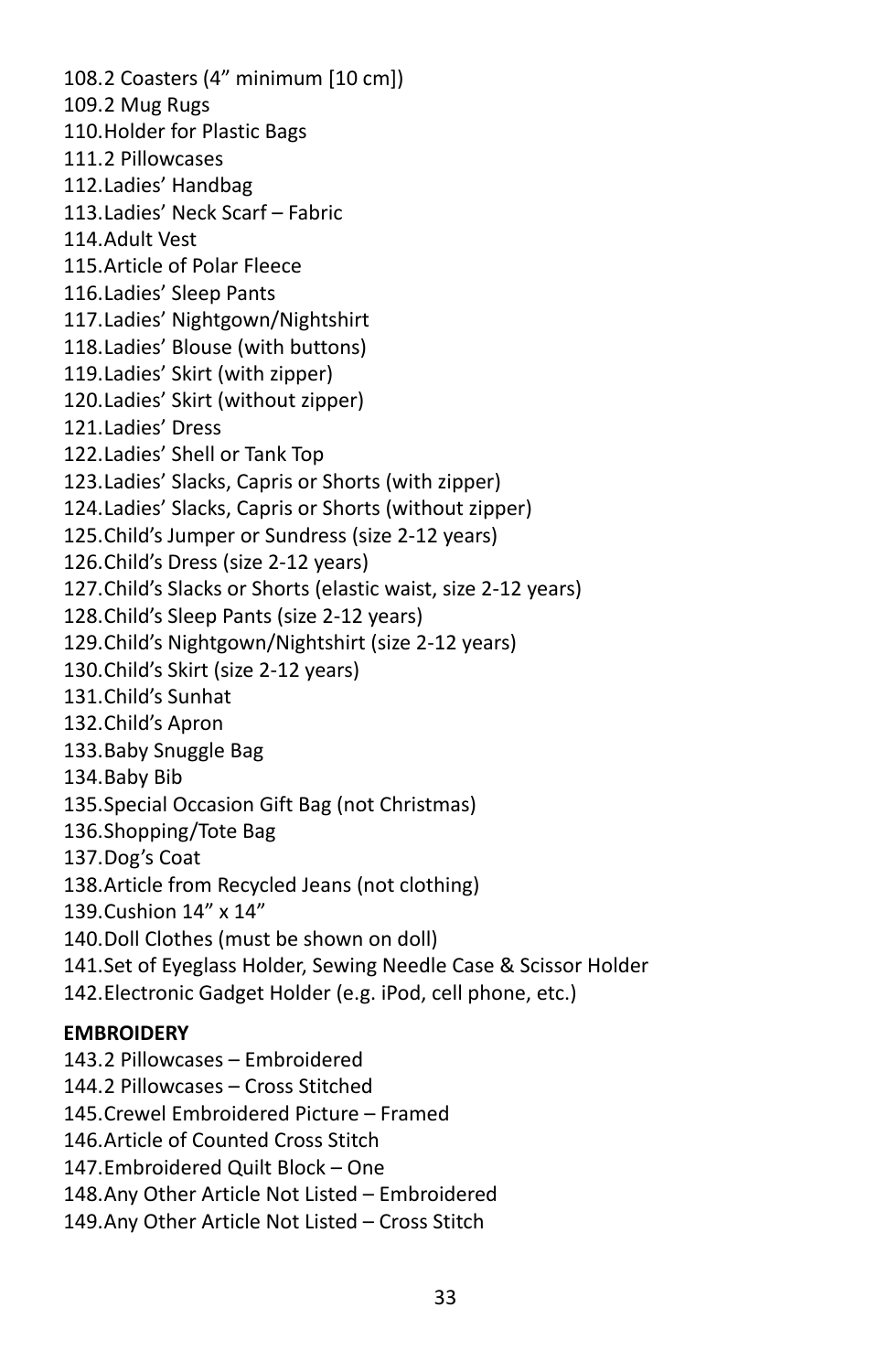108. 2 Coasters (4” minimum [10 cm])
109. 2 Mug Rugs
110. Holder for Plastic Bags
111. 2 Pillowcases
112. Ladies’ Handbag
113. Ladies’ Neck Scarf – Fabric
114. Adult Vest
115. Article of Polar Fleece
116. Ladies’ Sleep Pants
117. Ladies’ Nightgown/Nightshirt
118. Ladies’ Blouse (with buttons)
119. Ladies’ Skirt (with zipper)
120. Ladies’ Skirt (without zipper)
121. Ladies’ Dress
122. Ladies’ Shell or Tank Top
123. Ladies’ Slacks, Capris or Shorts (with zipper)
124. Ladies’ Slacks, Capris or Shorts (without zipper)
125. Child’s Jumper or Sundress (size 2-12 years)
126. Child’s Dress (size 2-12 years)
127. Child’s Slacks or Shorts (elastic waist, size 2-12 years)
128. Child’s Sleep Pants (size 2-12 years)
129. Child’s Nightgown/Nightshirt (size 2-12 years)
130. Child’s Skirt (size 2-12 years)
131. Child’s Sunhat
132. Child’s Apron
133. Baby Snuggle Bag
134. Baby Bib
135. Special Occasion Gift Bag (not Christmas)
136. Shopping/Tote Bag
137. Dog’s Coat
138. Article from Recycled Jeans (not clothing)
139. Cushion 14” x 14”
140. Doll Clothes (must be shown on doll)
141. Set of Eyeglass Holder, Sewing Needle Case & Scissor Holder
142. Electronic Gadget Holder (e.g. iPod, cell phone, etc.)

**EMBROIDERY**

143. 2 Pillowcases – Embroidered
144. 2 Pillowcases – Cross Stitched
145. Crewel Embroidered Picture – Framed
146. Article of Counted Cross Stitch
147. Embroidered Quilt Block – One
148. Any Other Article Not Listed – Embroidered
149. Any Other Article Not Listed – Cross Stitch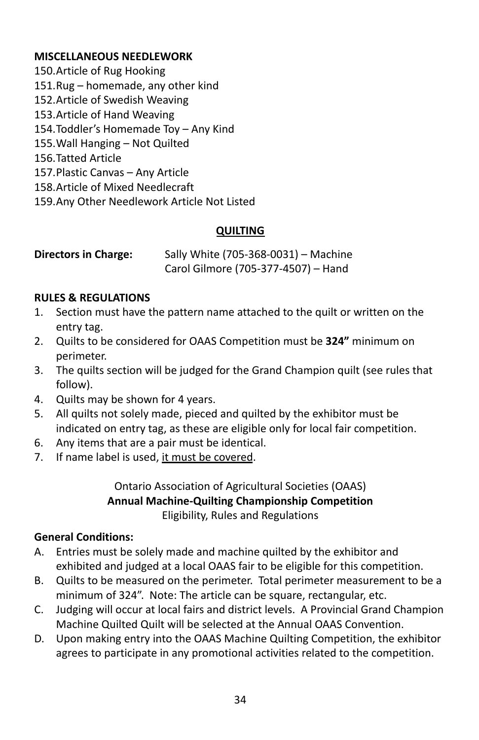**MISCELLANEOUS NEEDLEWORK**

150. Article of Rug Hooking
151. Rug – homemade, any other kind
152. Article of Swedish Weaving
153. Article of Hand Weaving
154. Toddler's Homemade Toy – Any Kind
155. Wall Hanging – Not Quilted
156. Tatted Article
157. Plastic Canvas – Any Article
158. Article of Mixed Needlecraft
159. Any Other Needlework Article Not Listed

## QUILTING

**Directors in Charge:** Sally White (705-368-0031) – Machine
Carol Gilmore (705-377-4507) – Hand

**RULES & REGULATIONS**

1. Section must have the pattern name attached to the quilt or written on the entry tag.
2. Quilts to be considered for OAAS Competition must be **324"** minimum on perimeter.
3. The quilts section will be judged for the Grand Champion quilt (see rules that follow).
4. Quilts may be shown for 4 years.
5. All quilts not solely made, pieced and quilted by the exhibitor must be indicated on entry tag, as these are eligible only for local fair competition.
6. Any items that are a pair must be identical.
7. If name label is used, it must be covered.

Ontario Association of Agricultural Societies (OAAS)
**Annual Machine-Quilting Championship Competition**
Eligibility, Rules and Regulations

**General Conditions:**

A. Entries must be solely made and machine quilted by the exhibitor and exhibited and judged at a local OAAS fair to be eligible for this competition.
B. Quilts to be measured on the perimeter. Total perimeter measurement to be a minimum of 324". Note: The article can be square, rectangular, etc.
C. Judging will occur at local fairs and district levels. A Provincial Grand Champion Machine Quilted Quilt will be selected at the Annual OAAS Convention.
D. Upon making entry into the OAAS Machine Quilting Competition, the exhibitor agrees to participate in any promotional activities related to the competition.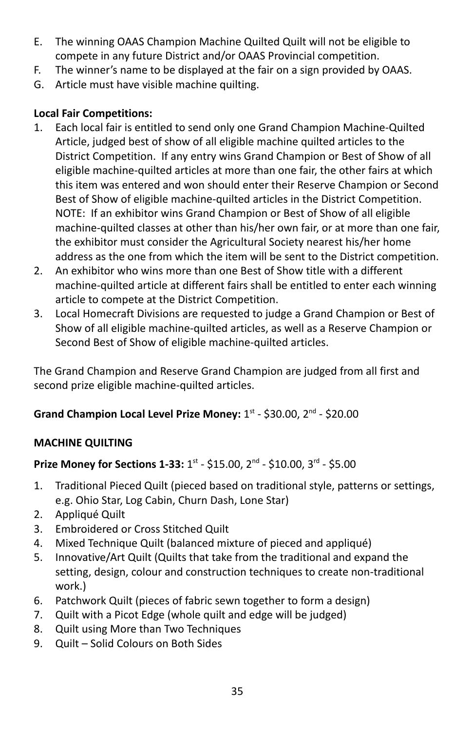E. The winning OAAS Champion Machine Quilted Quilt will not be eligible to compete in any future District and/or OAAS Provincial competition.
F. The winner's name to be displayed at the fair on a sign provided by OAAS.
G. Article must have visible machine quilting.

**Local Fair Competitions:**

1. Each local fair is entitled to send only one Grand Champion Machine-Quilted Article, judged best of show of all eligible machine quilted articles to the District Competition. If any entry wins Grand Champion or Best of Show of all eligible machine-quilted articles at more than one fair, the other fairs at which this item was entered and won should enter their Reserve Champion or Second Best of Show of eligible machine-quilted articles in the District Competition. NOTE: If an exhibitor wins Grand Champion or Best of Show of all eligible machine-quilted classes at other than his/her own fair, or at more than one fair, the exhibitor must consider the Agricultural Society nearest his/her home address as the one from which the item will be sent to the District competition.
2. An exhibitor who wins more than one Best of Show title with a different machine-quilted article at different fairs shall be entitled to enter each winning article to compete at the District Competition.
3. Local Homecraft Divisions are requested to judge a Grand Champion or Best of Show of all eligible machine-quilted articles, as well as a Reserve Champion or Second Best of Show of eligible machine-quilted articles.

The Grand Champion and Reserve Grand Champion are judged from all first and second prize eligible machine-quilted articles.

**Grand Champion Local Level Prize Money:** 1st - $30.00, 2nd - $20.00

**MACHINE QUILTING**

**Prize Money for Sections 1-33:** 1st - $15.00, 2nd - $10.00, 3rd - $5.00

1. Traditional Pieced Quilt (pieced based on traditional style, patterns or settings, e.g. Ohio Star, Log Cabin, Churn Dash, Lone Star)
2. Appliqué Quilt
3. Embroidered or Cross Stitched Quilt
4. Mixed Technique Quilt (balanced mixture of pieced and appliqué)
5. Innovative/Art Quilt (Quilts that take from the traditional and expand the setting, design, colour and construction techniques to create non-traditional work.)
6. Patchwork Quilt (pieces of fabric sewn together to form a design)
7. Quilt with a Picot Edge (whole quilt and edge will be judged)
8. Quilt using More than Two Techniques
9. Quilt – Solid Colours on Both Sides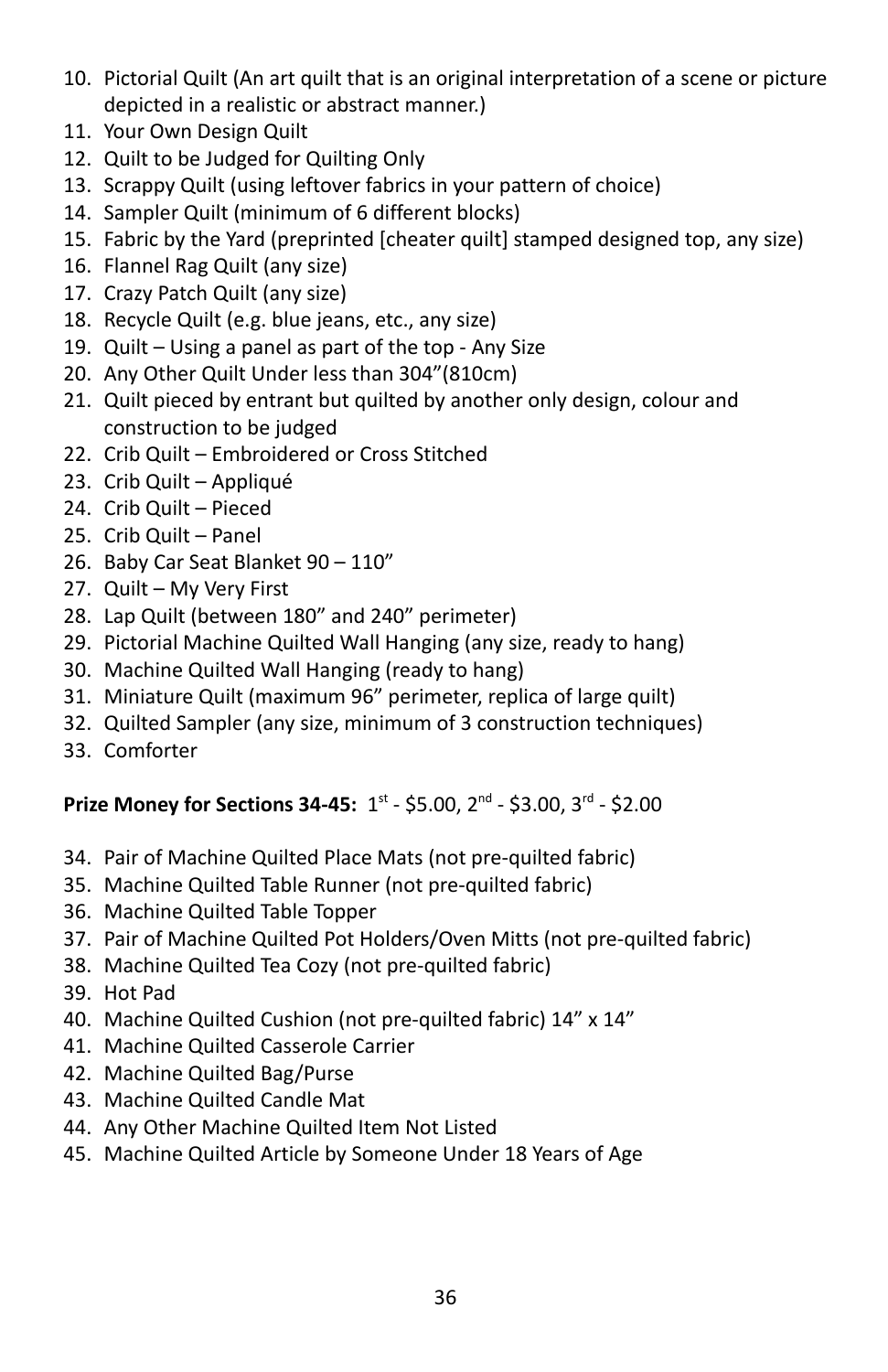10. Pictorial Quilt (An art quilt that is an original interpretation of a scene or picture depicted in a realistic or abstract manner.)
11. Your Own Design Quilt
12. Quilt to be Judged for Quilting Only
13. Scrappy Quilt (using leftover fabrics in your pattern of choice)
14. Sampler Quilt (minimum of 6 different blocks)
15. Fabric by the Yard (preprinted [cheater quilt] stamped designed top, any size)
16. Flannel Rag Quilt (any size)
17. Crazy Patch Quilt (any size)
18. Recycle Quilt (e.g. blue jeans, etc., any size)
19. Quilt – Using a panel as part of the top - Any Size
20. Any Other Quilt Under less than 304"(810cm)
21. Quilt pieced by entrant but quilted by another only design, colour and construction to be judged
22. Crib Quilt – Embroidered or Cross Stitched
23. Crib Quilt – Appliqué
24. Crib Quilt – Pieced
25. Crib Quilt – Panel
26. Baby Car Seat Blanket 90 – 110"
27. Quilt – My Very First
28. Lap Quilt (between 180" and 240" perimeter)
29. Pictorial Machine Quilted Wall Hanging (any size, ready to hang)
30. Machine Quilted Wall Hanging (ready to hang)
31. Miniature Quilt (maximum 96" perimeter, replica of large quilt)
32. Quilted Sampler (any size, minimum of 3 construction techniques)
33. Comforter

**Prize Money for Sections 34-45:** 1st - $5.00, 2nd - $3.00, 3rd - $2.00

34. Pair of Machine Quilted Place Mats (not pre-quilted fabric)
35. Machine Quilted Table Runner (not pre-quilted fabric)
36. Machine Quilted Table Topper
37. Pair of Machine Quilted Pot Holders/Oven Mitts (not pre-quilted fabric)
38. Machine Quilted Tea Cozy (not pre-quilted fabric)
39. Hot Pad
40. Machine Quilted Cushion (not pre-quilted fabric) 14" x 14"
41. Machine Quilted Casserole Carrier
42. Machine Quilted Bag/Purse
43. Machine Quilted Candle Mat
44. Any Other Machine Quilted Item Not Listed
45. Machine Quilted Article by Someone Under 18 Years of Age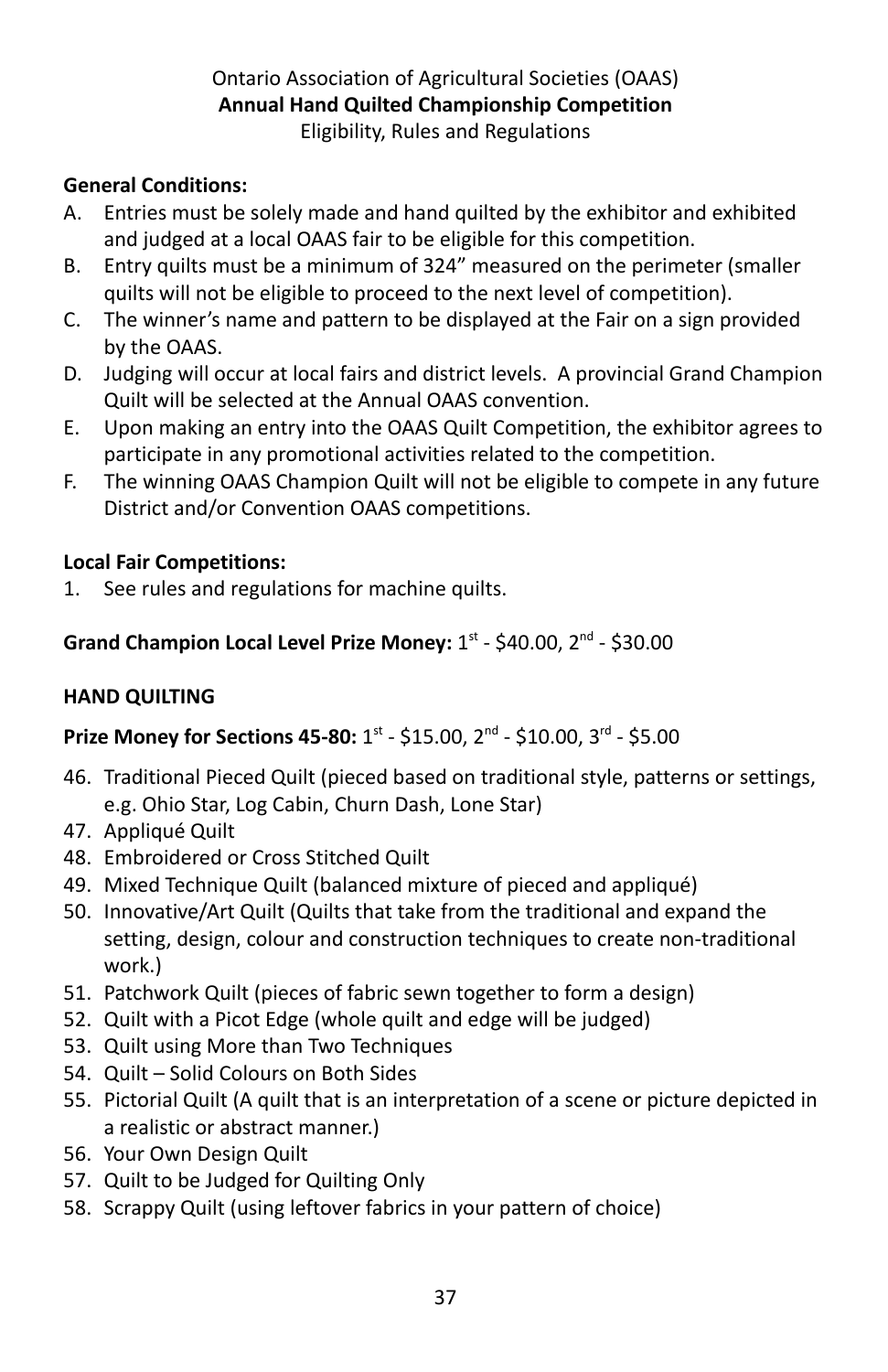Ontario Association of Agricultural Societies (OAAS)
**Annual Hand Quilted Championship Competition**
Eligibility, Rules and Regulations

**General Conditions:**

A. Entries must be solely made and hand quilted by the exhibitor and exhibited and judged at a local OAAS fair to be eligible for this competition.
B. Entry quilts must be a minimum of 324" measured on the perimeter (smaller quilts will not be eligible to proceed to the next level of competition).
C. The winner's name and pattern to be displayed at the Fair on a sign provided by the OAAS.
D. Judging will occur at local fairs and district levels. A provincial Grand Champion Quilt will be selected at the Annual OAAS convention.
E. Upon making an entry into the OAAS Quilt Competition, the exhibitor agrees to participate in any promotional activities related to the competition.
F. The winning OAAS Champion Quilt will not be eligible to compete in any future District and/or Convention OAAS competitions.

**Local Fair Competitions:**

1. See rules and regulations for machine quilts.

**Grand Champion Local Level Prize Money:** 1st - $40.00, 2nd - $30.00

**HAND QUILTING**

**Prize Money for Sections 45-80:** 1st - $15.00, 2nd - $10.00, 3rd - $5.00

46. Traditional Pieced Quilt (pieced based on traditional style, patterns or settings, e.g. Ohio Star, Log Cabin, Churn Dash, Lone Star)
47. Appliqué Quilt
48. Embroidered or Cross Stitched Quilt
49. Mixed Technique Quilt (balanced mixture of pieced and appliqué)
50. Innovative/Art Quilt (Quilts that take from the traditional and expand the setting, design, colour and construction techniques to create non-traditional work.)
51. Patchwork Quilt (pieces of fabric sewn together to form a design)
52. Quilt with a Picot Edge (whole quilt and edge will be judged)
53. Quilt using More than Two Techniques
54. Quilt – Solid Colours on Both Sides
55. Pictorial Quilt (A quilt that is an interpretation of a scene or picture depicted in a realistic or abstract manner.)
56. Your Own Design Quilt
57. Quilt to be Judged for Quilting Only
58. Scrappy Quilt (using leftover fabrics in your pattern of choice)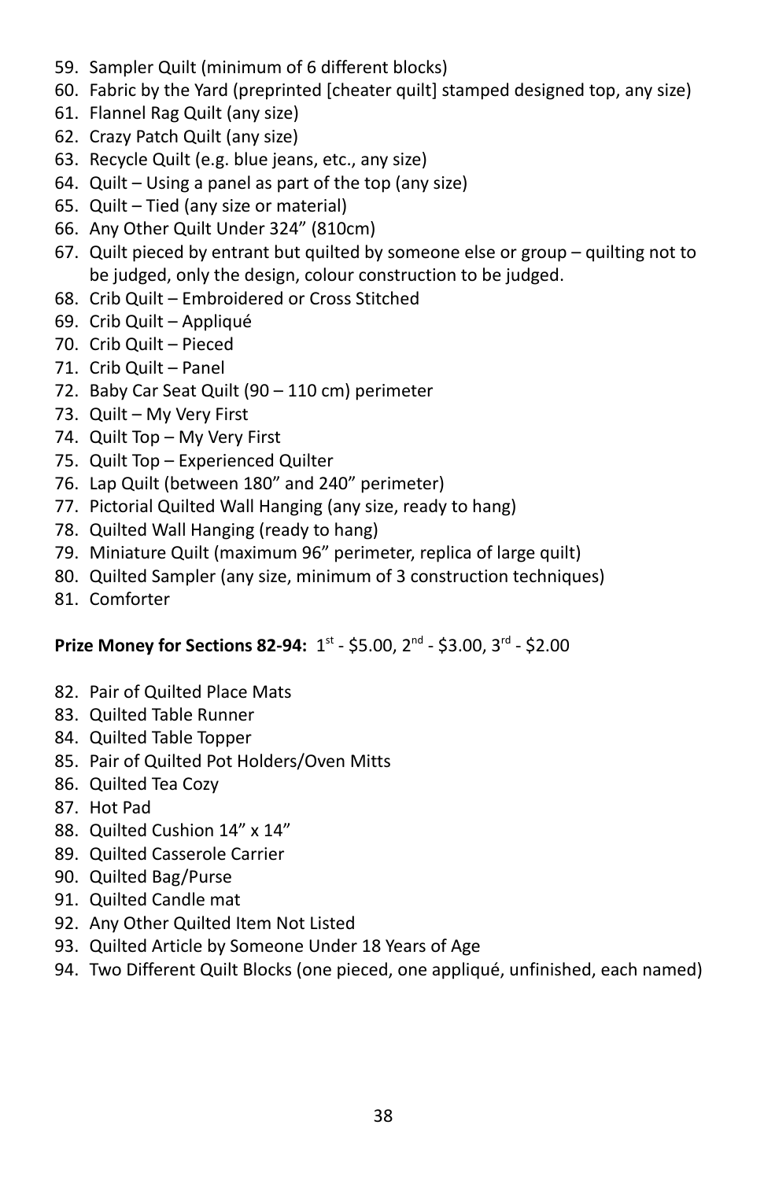59. Sampler Quilt (minimum of 6 different blocks)
60. Fabric by the Yard (preprinted [cheater quilt] stamped designed top, any size)
61. Flannel Rag Quilt (any size)
62. Crazy Patch Quilt (any size)
63. Recycle Quilt (e.g. blue jeans, etc., any size)
64. Quilt – Using a panel as part of the top (any size)
65. Quilt – Tied (any size or material)
66. Any Other Quilt Under 324" (810cm)
67. Quilt pieced by entrant but quilted by someone else or group – quilting not to be judged, only the design, colour construction to be judged.
68. Crib Quilt – Embroidered or Cross Stitched
69. Crib Quilt – Appliqué
70. Crib Quilt – Pieced
71. Crib Quilt – Panel
72. Baby Car Seat Quilt (90 – 110 cm) perimeter
73. Quilt – My Very First
74. Quilt Top – My Very First
75. Quilt Top – Experienced Quilter
76. Lap Quilt (between 180" and 240" perimeter)
77. Pictorial Quilted Wall Hanging (any size, ready to hang)
78. Quilted Wall Hanging (ready to hang)
79. Miniature Quilt (maximum 96" perimeter, replica of large quilt)
80. Quilted Sampler (any size, minimum of 3 construction techniques)
81. Comforter

**Prize Money for Sections 82-94:** 1st - $5.00, 2nd - $3.00, 3rd - $2.00

82. Pair of Quilted Place Mats
83. Quilted Table Runner
84. Quilted Table Topper
85. Pair of Quilted Pot Holders/Oven Mitts
86. Quilted Tea Cozy
87. Hot Pad
88. Quilted Cushion 14" x 14"
89. Quilted Casserole Carrier
90. Quilted Bag/Purse
91. Quilted Candle mat
92. Any Other Quilted Item Not Listed
93. Quilted Article by Someone Under 18 Years of Age
94. Two Different Quilt Blocks (one pieced, one appliqué, unfinished, each named)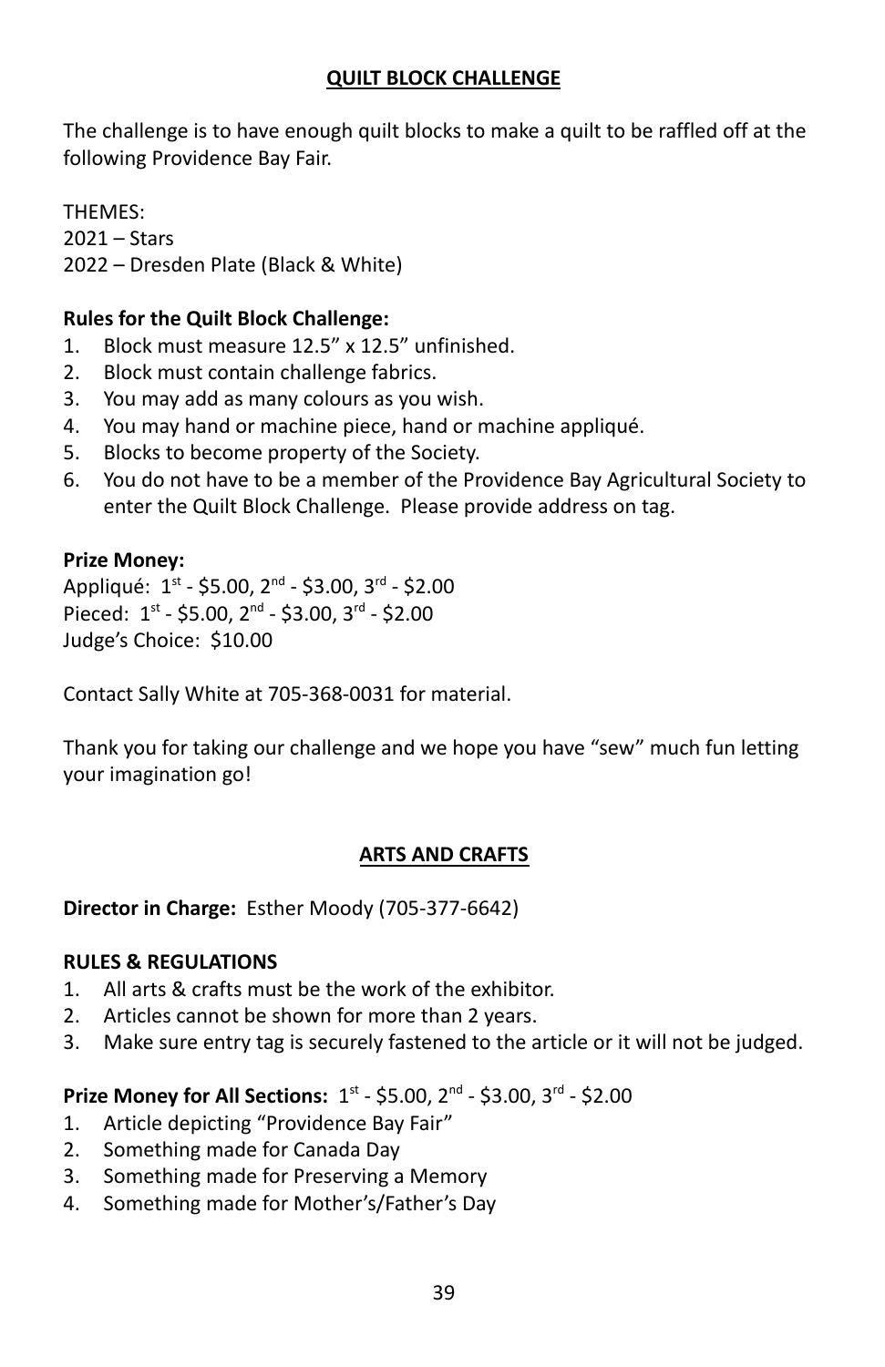## QUILT BLOCK CHALLENGE

The challenge is to have enough quilt blocks to make a quilt to be raffled off at the following Providence Bay Fair.

THEMES:
2021 – Stars
2022 – Dresden Plate (Black & White)

**Rules for the Quilt Block Challenge:**

1. Block must measure 12.5" x 12.5" unfinished.
2. Block must contain challenge fabrics.
3. You may add as many colours as you wish.
4. You may hand or machine piece, hand or machine appliqué.
5. Blocks to become property of the Society.
6. You do not have to be a member of the Providence Bay Agricultural Society to enter the Quilt Block Challenge. Please provide address on tag.

**Prize Money:**
Appliqué: 1st - $5.00, 2nd - $3.00, 3rd - $2.00
Pieced: 1st - $5.00, 2nd - $3.00, 3rd - $2.00
Judge's Choice: $10.00

Contact Sally White at 705-368-0031 for material.

Thank you for taking our challenge and we hope you have "sew" much fun letting your imagination go!

## ARTS AND CRAFTS

**Director in Charge:** Esther Moody (705-377-6642)

**RULES & REGULATIONS**

1. All arts & crafts must be the work of the exhibitor.
2. Articles cannot be shown for more than 2 years.
3. Make sure entry tag is securely fastened to the article or it will not be judged.

**Prize Money for All Sections:** 1st - $5.00, 2nd - $3.00, 3rd - $2.00

1. Article depicting "Providence Bay Fair"
2. Something made for Canada Day
3. Something made for Preserving a Memory
4. Something made for Mother's/Father's Day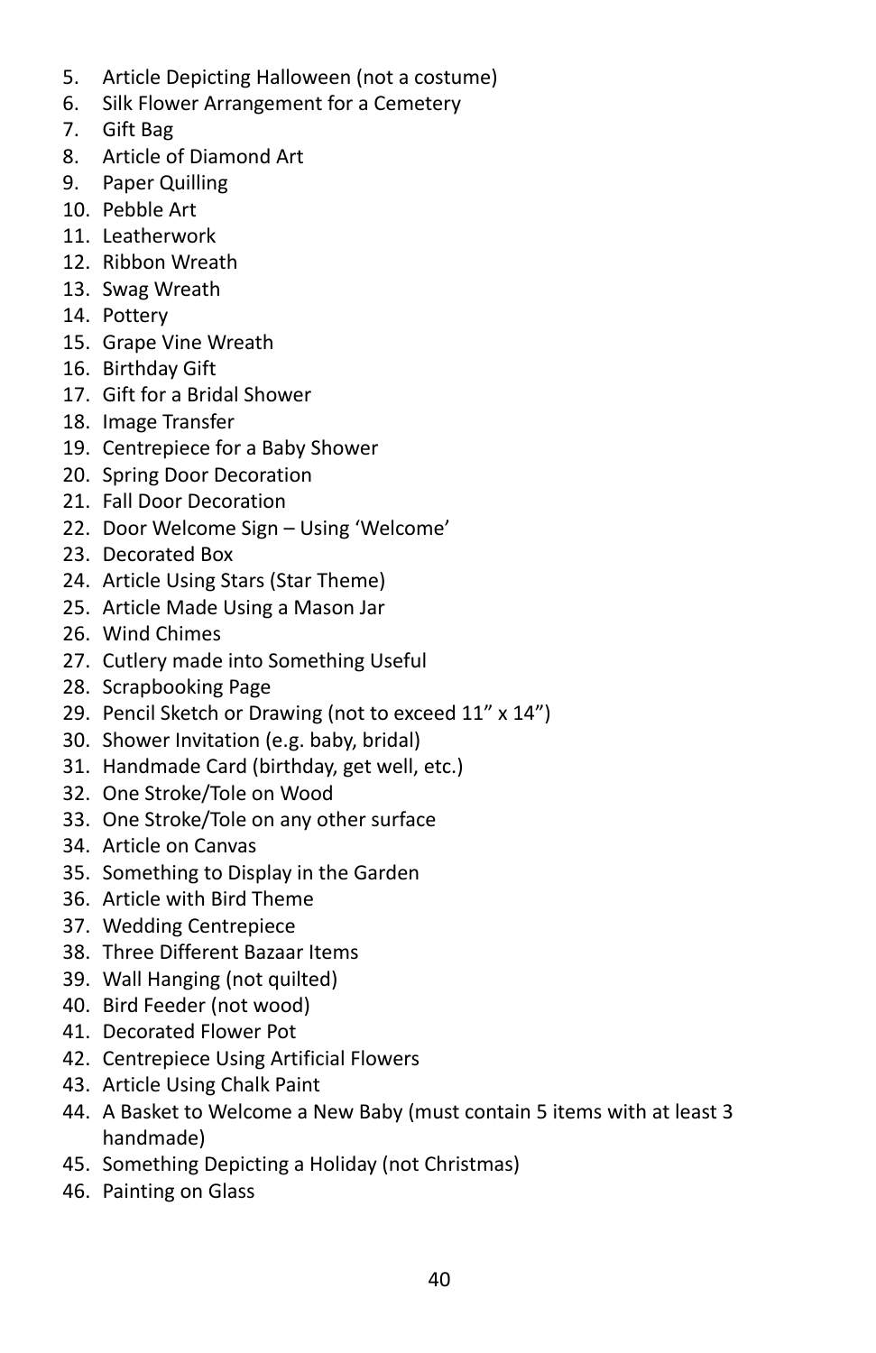5. Article Depicting Halloween (not a costume)
6. Silk Flower Arrangement for a Cemetery
7. Gift Bag
8. Article of Diamond Art
9. Paper Quilling
10. Pebble Art
11. Leatherwork
12. Ribbon Wreath
13. Swag Wreath
14. Pottery
15. Grape Vine Wreath
16. Birthday Gift
17. Gift for a Bridal Shower
18. Image Transfer
19. Centrepiece for a Baby Shower
20. Spring Door Decoration
21. Fall Door Decoration
22. Door Welcome Sign – Using 'Welcome'
23. Decorated Box
24. Article Using Stars (Star Theme)
25. Article Made Using a Mason Jar
26. Wind Chimes
27. Cutlery made into Something Useful
28. Scrapbooking Page
29. Pencil Sketch or Drawing (not to exceed 11" x 14")
30. Shower Invitation (e.g. baby, bridal)
31. Handmade Card (birthday, get well, etc.)
32. One Stroke/Tole on Wood
33. One Stroke/Tole on any other surface
34. Article on Canvas
35. Something to Display in the Garden
36. Article with Bird Theme
37. Wedding Centrepiece
38. Three Different Bazaar Items
39. Wall Hanging (not quilted)
40. Bird Feeder (not wood)
41. Decorated Flower Pot
42. Centrepiece Using Artificial Flowers
43. Article Using Chalk Paint
44. A Basket to Welcome a New Baby (must contain 5 items with at least 3 handmade)
45. Something Depicting a Holiday (not Christmas)
46. Painting on Glass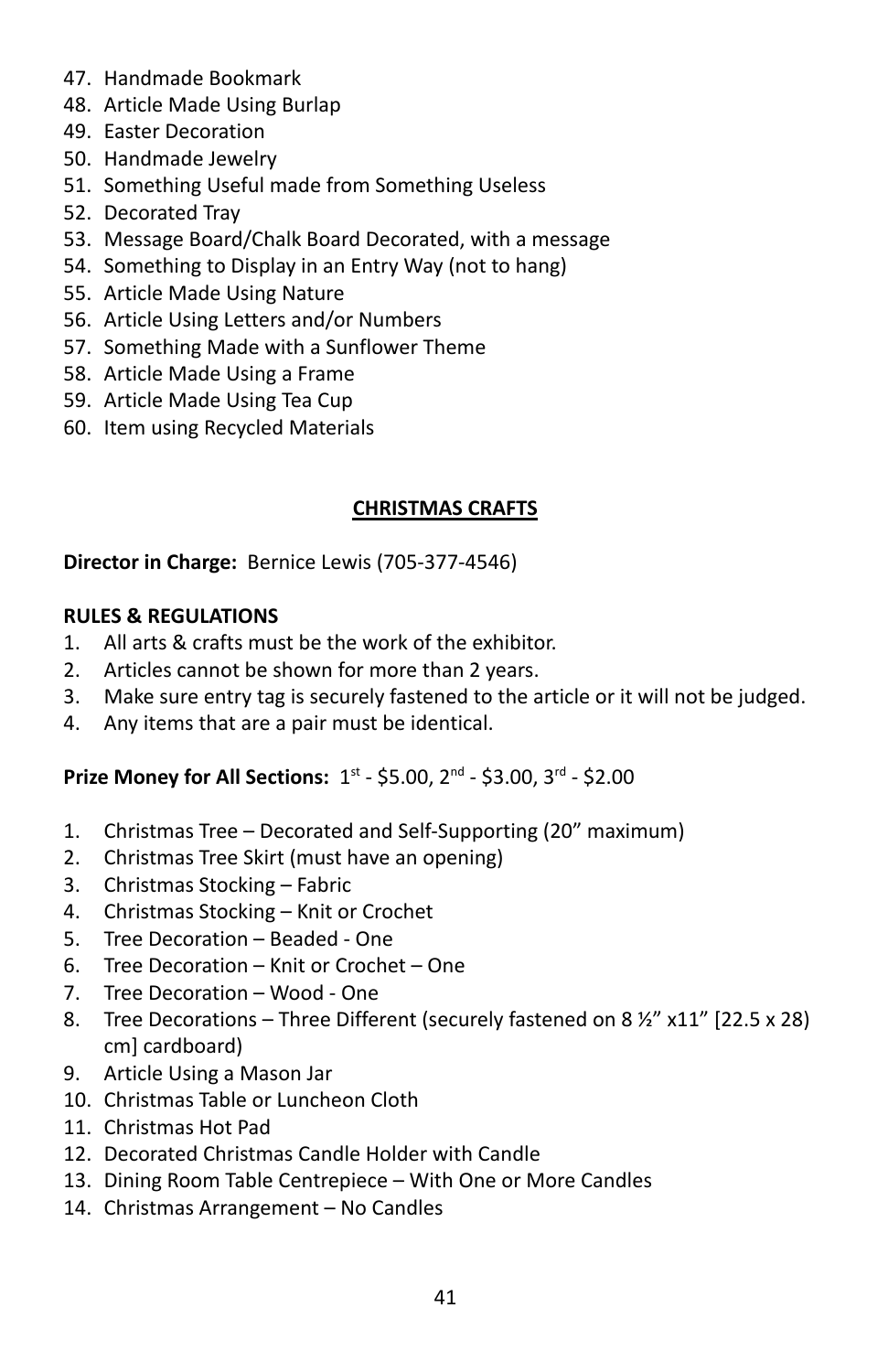47. Handmade Bookmark
48. Article Made Using Burlap
49. Easter Decoration
50. Handmade Jewelry
51. Something Useful made from Something Useless
52. Decorated Tray
53. Message Board/Chalk Board Decorated, with a message
54. Something to Display in an Entry Way (not to hang)
55. Article Made Using Nature
56. Article Using Letters and/or Numbers
57. Something Made with a Sunflower Theme
58. Article Made Using a Frame
59. Article Made Using Tea Cup
60. Item using Recycled Materials

## CHRISTMAS CRAFTS

**Director in Charge:** Bernice Lewis (705-377-4546)

**RULES & REGULATIONS**

1. All arts & crafts must be the work of the exhibitor.
2. Articles cannot be shown for more than 2 years.
3. Make sure entry tag is securely fastened to the article or it will not be judged.
4. Any items that are a pair must be identical.

**Prize Money for All Sections:** 1st - $5.00, 2nd - $3.00, 3rd - $2.00

1. Christmas Tree – Decorated and Self-Supporting (20" maximum)
2. Christmas Tree Skirt (must have an opening)
3. Christmas Stocking – Fabric
4. Christmas Stocking – Knit or Crochet
5. Tree Decoration – Beaded - One
6. Tree Decoration – Knit or Crochet – One
7. Tree Decoration – Wood - One
8. Tree Decorations – Three Different (securely fastened on 8 ½" x11" [22.5 x 28) cm] cardboard)
9. Article Using a Mason Jar
10. Christmas Table or Luncheon Cloth
11. Christmas Hot Pad
12. Decorated Christmas Candle Holder with Candle
13. Dining Room Table Centrepiece – With One or More Candles
14. Christmas Arrangement – No Candles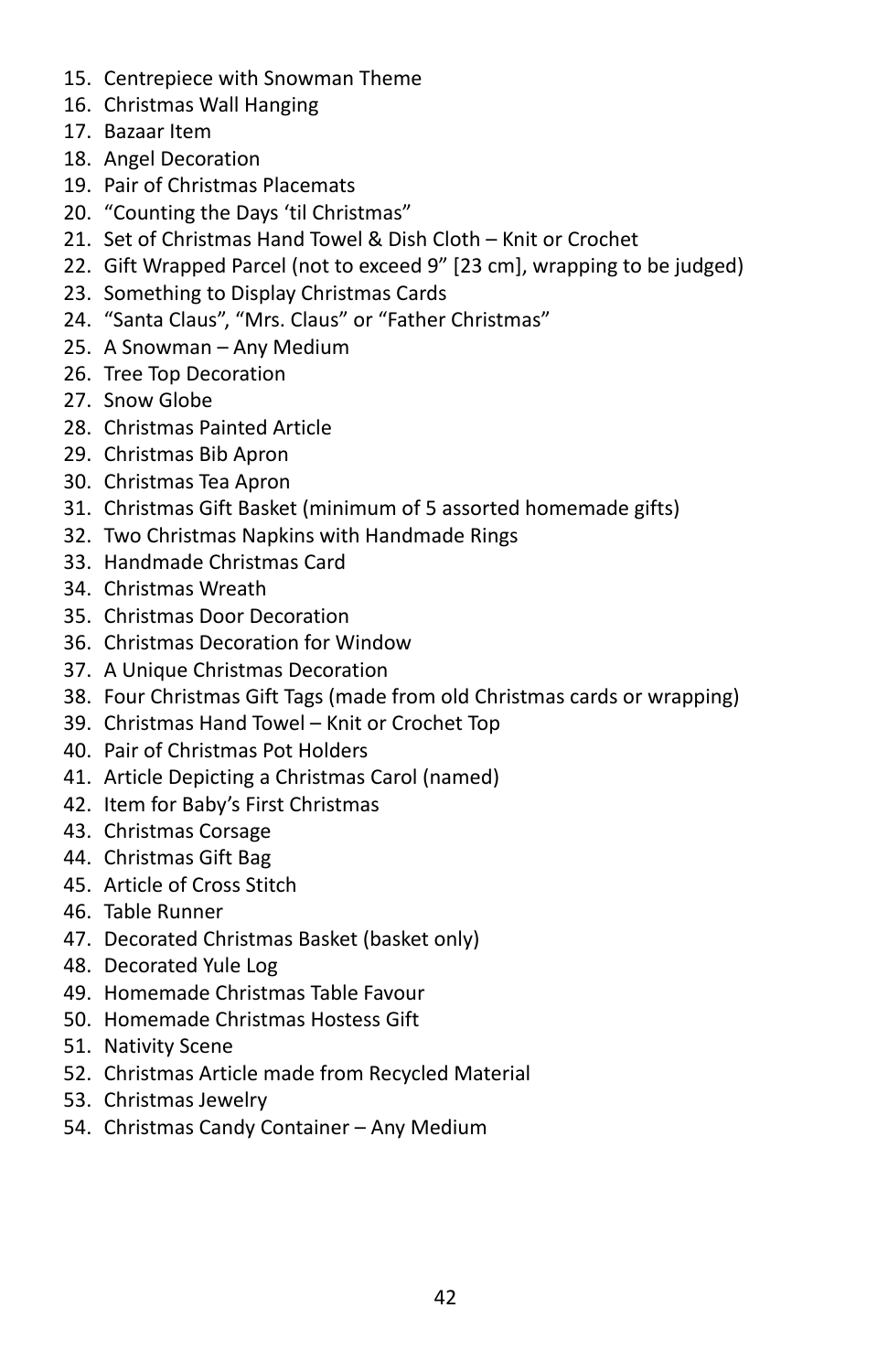15. Centrepiece with Snowman Theme
16. Christmas Wall Hanging
17. Bazaar Item
18. Angel Decoration
19. Pair of Christmas Placemats
20. “Counting the Days ‘til Christmas”
21. Set of Christmas Hand Towel & Dish Cloth – Knit or Crochet
22. Gift Wrapped Parcel (not to exceed 9” [23 cm], wrapping to be judged)
23. Something to Display Christmas Cards
24. “Santa Claus”, “Mrs. Claus” or “Father Christmas”
25. A Snowman – Any Medium
26. Tree Top Decoration
27. Snow Globe
28. Christmas Painted Article
29. Christmas Bib Apron
30. Christmas Tea Apron
31. Christmas Gift Basket (minimum of 5 assorted homemade gifts)
32. Two Christmas Napkins with Handmade Rings
33. Handmade Christmas Card
34. Christmas Wreath
35. Christmas Door Decoration
36. Christmas Decoration for Window
37. A Unique Christmas Decoration
38. Four Christmas Gift Tags (made from old Christmas cards or wrapping)
39. Christmas Hand Towel – Knit or Crochet Top
40. Pair of Christmas Pot Holders
41. Article Depicting a Christmas Carol (named)
42. Item for Baby’s First Christmas
43. Christmas Corsage
44. Christmas Gift Bag
45. Article of Cross Stitch
46. Table Runner
47. Decorated Christmas Basket (basket only)
48. Decorated Yule Log
49. Homemade Christmas Table Favour
50. Homemade Christmas Hostess Gift
51. Nativity Scene
52. Christmas Article made from Recycled Material
53. Christmas Jewelry
54. Christmas Candy Container – Any Medium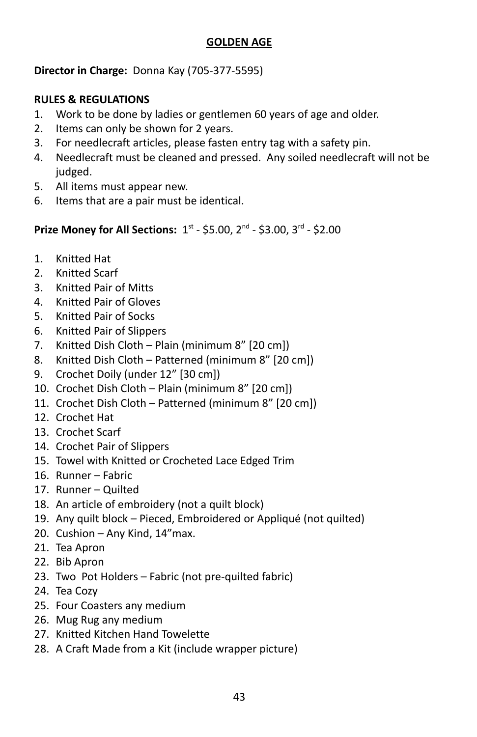## GOLDEN AGE

**Director in Charge:** Donna Kay (705-377-5595)

**RULES & REGULATIONS**

1. Work to be done by ladies or gentlemen 60 years of age and older.
2. Items can only be shown for 2 years.
3. For needlecraft articles, please fasten entry tag with a safety pin.
4. Needlecraft must be cleaned and pressed. Any soiled needlecraft will not be judged.
5. All items must appear new.
6. Items that are a pair must be identical.

**Prize Money for All Sections:** 1st - $5.00, 2nd - $3.00, 3rd - $2.00

1. Knitted Hat
2. Knitted Scarf
3. Knitted Pair of Mitts
4. Knitted Pair of Gloves
5. Knitted Pair of Socks
6. Knitted Pair of Slippers
7. Knitted Dish Cloth – Plain (minimum 8" [20 cm])
8. Knitted Dish Cloth – Patterned (minimum 8" [20 cm])
9. Crochet Doily (under 12" [30 cm])
10. Crochet Dish Cloth – Plain (minimum 8" [20 cm])
11. Crochet Dish Cloth – Patterned (minimum 8" [20 cm])
12. Crochet Hat
13. Crochet Scarf
14. Crochet Pair of Slippers
15. Towel with Knitted or Crocheted Lace Edged Trim
16. Runner – Fabric
17. Runner – Quilted
18. An article of embroidery (not a quilt block)
19. Any quilt block – Pieced, Embroidered or Appliqué (not quilted)
20. Cushion – Any Kind, 14"max.
21. Tea Apron
22. Bib Apron
23. Two Pot Holders – Fabric (not pre-quilted fabric)
24. Tea Cozy
25. Four Coasters any medium
26. Mug Rug any medium
27. Knitted Kitchen Hand Towelette
28. A Craft Made from a Kit (include wrapper picture)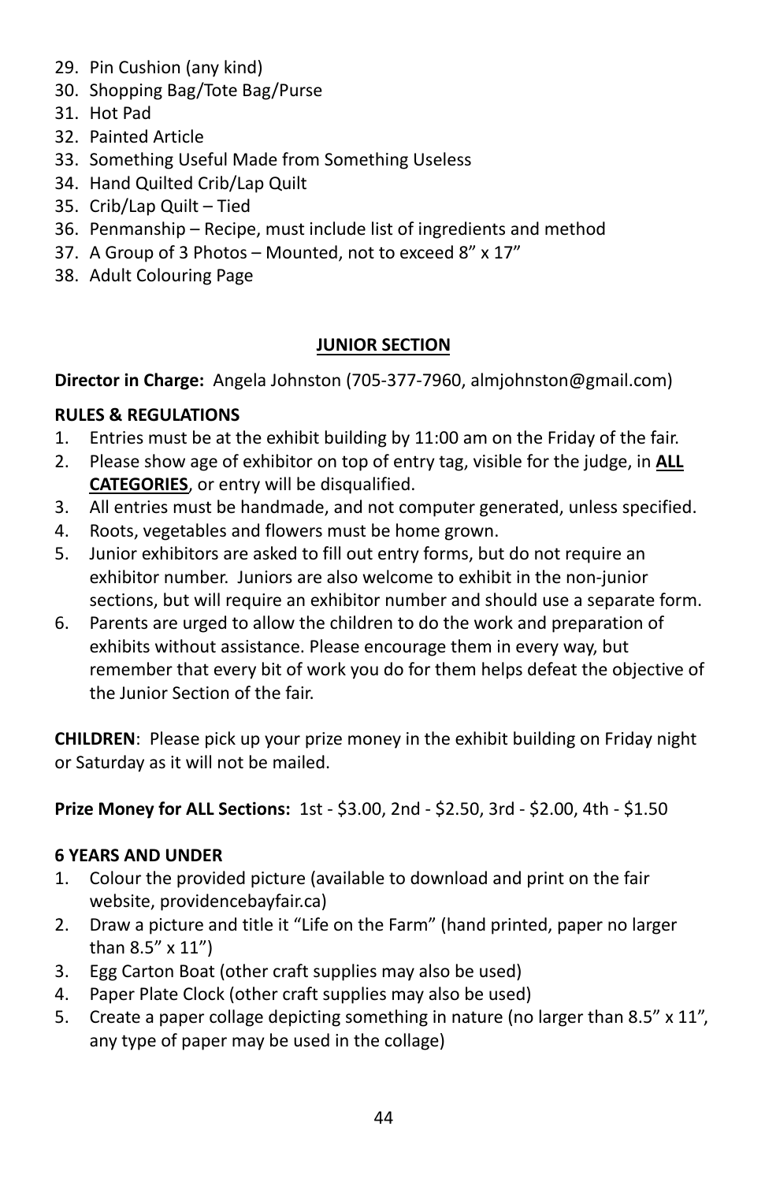29. Pin Cushion (any kind)
30. Shopping Bag/Tote Bag/Purse
31. Hot Pad
32. Painted Article
33. Something Useful Made from Something Useless
34. Hand Quilted Crib/Lap Quilt
35. Crib/Lap Quilt – Tied
36. Penmanship – Recipe, must include list of ingredients and method
37. A Group of 3 Photos – Mounted, not to exceed 8" x 17"
38. Adult Colouring Page

## JUNIOR SECTION

**Director in Charge:** Angela Johnston (705-377-7960, almjohnston@gmail.com)

**RULES & REGULATIONS**

1. Entries must be at the exhibit building by 11:00 am on the Friday of the fair.
2. Please show age of exhibitor on top of entry tag, visible for the judge, in **ALL CATEGORIES**, or entry will be disqualified.
3. All entries must be handmade, and not computer generated, unless specified.
4. Roots, vegetables and flowers must be home grown.
5. Junior exhibitors are asked to fill out entry forms, but do not require an exhibitor number. Juniors are also welcome to exhibit in the non-junior sections, but will require an exhibitor number and should use a separate form.
6. Parents are urged to allow the children to do the work and preparation of exhibits without assistance. Please encourage them in every way, but remember that every bit of work you do for them helps defeat the objective of the Junior Section of the fair.

**CHILDREN**: Please pick up your prize money in the exhibit building on Friday night or Saturday as it will not be mailed.

**Prize Money for ALL Sections:** 1st - $3.00, 2nd - $2.50, 3rd - $2.00, 4th - $1.50

**6 YEARS AND UNDER**

1. Colour the provided picture (available to download and print on the fair website, providencebayfair.ca)
2. Draw a picture and title it "Life on the Farm" (hand printed, paper no larger than 8.5" x 11")
3. Egg Carton Boat (other craft supplies may also be used)
4. Paper Plate Clock (other craft supplies may also be used)
5. Create a paper collage depicting something in nature (no larger than 8.5" x 11", any type of paper may be used in the collage)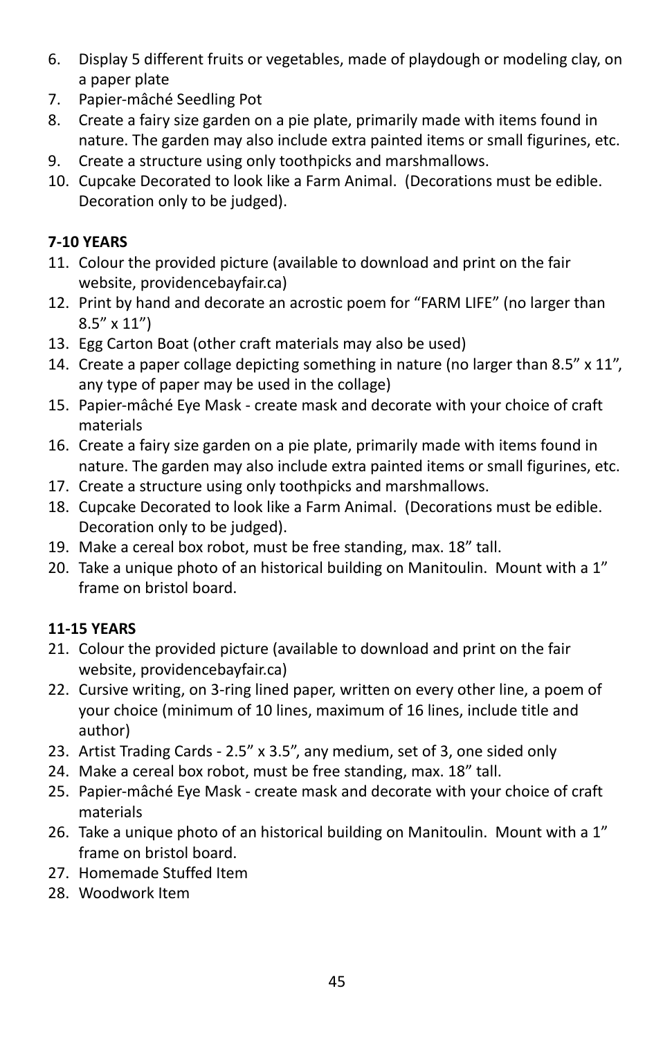6. Display 5 different fruits or vegetables, made of playdough or modeling clay, on a paper plate
7. Papier-mâché Seedling Pot
8. Create a fairy size garden on a pie plate, primarily made with items found in nature. The garden may also include extra painted items or small figurines, etc.
9. Create a structure using only toothpicks and marshmallows.
10. Cupcake Decorated to look like a Farm Animal. (Decorations must be edible. Decoration only to be judged).

**7-10 YEARS**

11. Colour the provided picture (available to download and print on the fair website, providencebayfair.ca)
12. Print by hand and decorate an acrostic poem for "FARM LIFE" (no larger than 8.5" x 11")
13. Egg Carton Boat (other craft materials may also be used)
14. Create a paper collage depicting something in nature (no larger than 8.5" x 11", any type of paper may be used in the collage)
15. Papier-mâché Eye Mask - create mask and decorate with your choice of craft materials
16. Create a fairy size garden on a pie plate, primarily made with items found in nature. The garden may also include extra painted items or small figurines, etc.
17. Create a structure using only toothpicks and marshmallows.
18. Cupcake Decorated to look like a Farm Animal. (Decorations must be edible. Decoration only to be judged).
19. Make a cereal box robot, must be free standing, max. 18" tall.
20. Take a unique photo of an historical building on Manitoulin. Mount with a 1" frame on bristol board.

**11-15 YEARS**

21. Colour the provided picture (available to download and print on the fair website, providencebayfair.ca)
22. Cursive writing, on 3-ring lined paper, written on every other line, a poem of your choice (minimum of 10 lines, maximum of 16 lines, include title and author)
23. Artist Trading Cards - 2.5" x 3.5", any medium, set of 3, one sided only
24. Make a cereal box robot, must be free standing, max. 18" tall.
25. Papier-mâché Eye Mask - create mask and decorate with your choice of craft materials
26. Take a unique photo of an historical building on Manitoulin. Mount with a 1" frame on bristol board.
27. Homemade Stuffed Item
28. Woodwork Item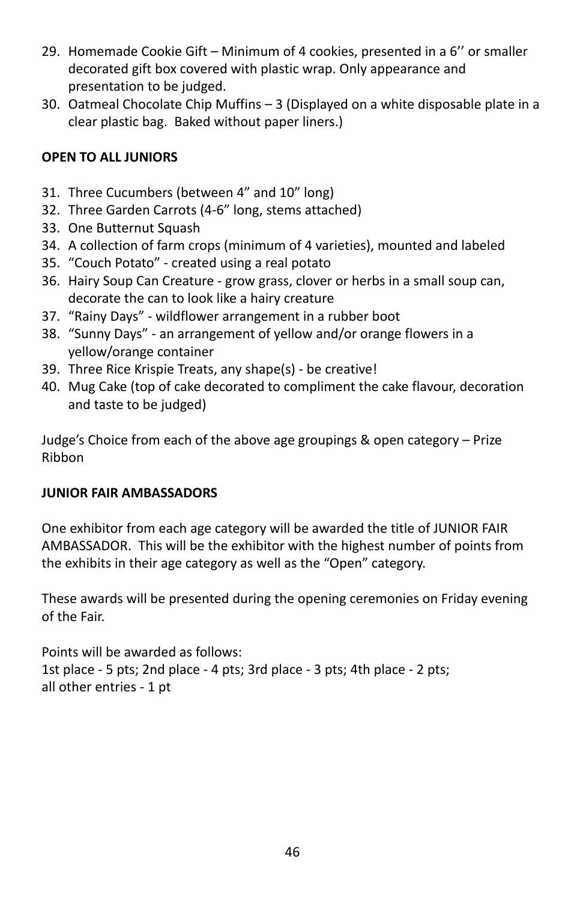29. Homemade Cookie Gift – Minimum of 4 cookies, presented in a 6’’ or smaller decorated gift box covered with plastic wrap. Only appearance and presentation to be judged.
30. Oatmeal Chocolate Chip Muffins – 3 (Displayed on a white disposable plate in a clear plastic bag. Baked without paper liners.)

**OPEN TO ALL JUNIORS**

31. Three Cucumbers (between 4” and 10” long)
32. Three Garden Carrots (4-6” long, stems attached)
33. One Butternut Squash
34. A collection of farm crops (minimum of 4 varieties), mounted and labeled
35. “Couch Potato” - created using a real potato
36. Hairy Soup Can Creature - grow grass, clover or herbs in a small soup can, decorate the can to look like a hairy creature
37. “Rainy Days” - wildflower arrangement in a rubber boot
38. “Sunny Days” - an arrangement of yellow and/or orange flowers in a yellow/orange container
39. Three Rice Krispie Treats, any shape(s) - be creative!
40. Mug Cake (top of cake decorated to compliment the cake flavour, decoration and taste to be judged)

Judge’s Choice from each of the above age groupings & open category – Prize Ribbon

**JUNIOR FAIR AMBASSADORS**

One exhibitor from each age category will be awarded the title of JUNIOR FAIR AMBASSADOR. This will be the exhibitor with the highest number of points from the exhibits in their age category as well as the “Open” category.

These awards will be presented during the opening ceremonies on Friday evening of the Fair.

Points will be awarded as follows:
1st place - 5 pts; 2nd place - 4 pts; 3rd place - 3 pts; 4th place - 2 pts;
all other entries - 1 pt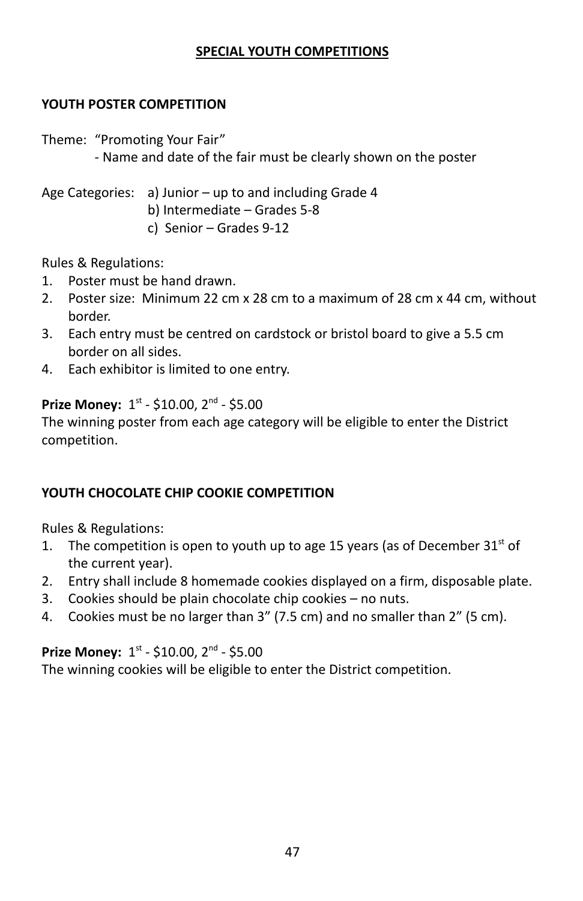## SPECIAL YOUTH COMPETITIONS

### YOUTH POSTER COMPETITION

Theme: "Promoting Your Fair"
- Name and date of the fair must be clearly shown on the poster

Age Categories:
- a) Junior – up to and including Grade 4
- b) Intermediate – Grades 5-8
- c) Senior – Grades 9-12

Rules & Regulations:

1. Poster must be hand drawn.
2. Poster size: Minimum 22 cm x 28 cm to a maximum of 28 cm x 44 cm, without border.
3. Each entry must be centred on cardstock or bristol board to give a 5.5 cm border on all sides.
4. Each exhibitor is limited to one entry.

**Prize Money:** 1st - $10.00, 2nd - $5.00

The winning poster from each age category will be eligible to enter the District competition.

### YOUTH CHOCOLATE CHIP COOKIE COMPETITION

Rules & Regulations:

1. The competition is open to youth up to age 15 years (as of December 31st of the current year).
2. Entry shall include 8 homemade cookies displayed on a firm, disposable plate.
3. Cookies should be plain chocolate chip cookies – no nuts.
4. Cookies must be no larger than 3" (7.5 cm) and no smaller than 2" (5 cm).

**Prize Money:** 1st - $10.00, 2nd - $5.00

The winning cookies will be eligible to enter the District competition.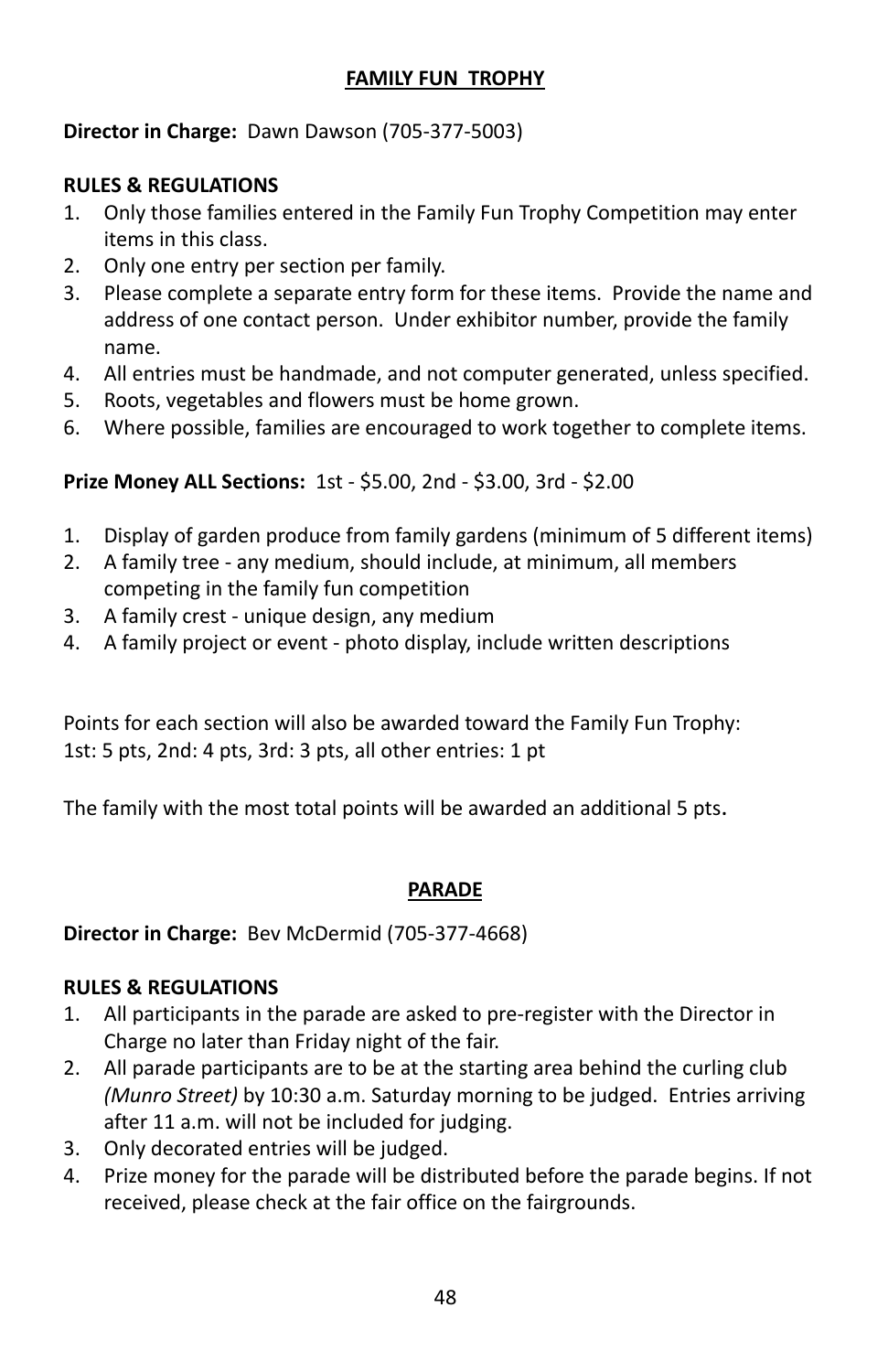## FAMILY FUN TROPHY

**Director in Charge:** Dawn Dawson (705-377-5003)

**RULES & REGULATIONS**

1. Only those families entered in the Family Fun Trophy Competition may enter items in this class.
2. Only one entry per section per family.
3. Please complete a separate entry form for these items. Provide the name and address of one contact person. Under exhibitor number, provide the family name.
4. All entries must be handmade, and not computer generated, unless specified.
5. Roots, vegetables and flowers must be home grown.
6. Where possible, families are encouraged to work together to complete items.

**Prize Money ALL Sections:** 1st - $5.00, 2nd - $3.00, 3rd - $2.00

1. Display of garden produce from family gardens (minimum of 5 different items)
2. A family tree - any medium, should include, at minimum, all members competing in the family fun competition
3. A family crest - unique design, any medium
4. A family project or event - photo display, include written descriptions

Points for each section will also be awarded toward the Family Fun Trophy:
1st: 5 pts, 2nd: 4 pts, 3rd: 3 pts, all other entries: 1 pt

The family with the most total points will be awarded an additional 5 pts.

## PARADE

**Director in Charge:** Bev McDermid (705-377-4668)

**RULES & REGULATIONS**

1. All participants in the parade are asked to pre-register with the Director in Charge no later than Friday night of the fair.
2. All parade participants are to be at the starting area behind the curling club *(Munro Street)* by 10:30 a.m. Saturday morning to be judged. Entries arriving after 11 a.m. will not be included for judging.
3. Only decorated entries will be judged.
4. Prize money for the parade will be distributed before the parade begins. If not received, please check at the fair office on the fairgrounds.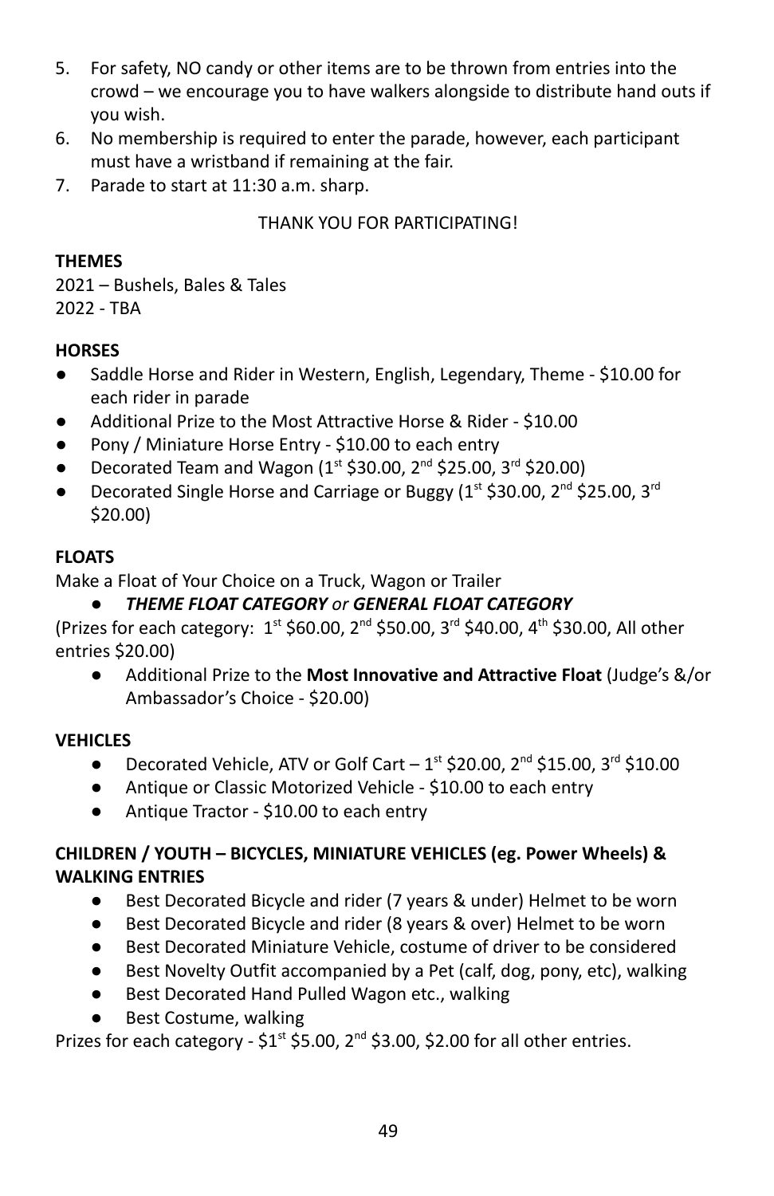5. For safety, NO candy or other items are to be thrown from entries into the crowd – we encourage you to have walkers alongside to distribute hand outs if you wish.
6. No membership is required to enter the parade, however, each participant must have a wristband if remaining at the fair.
7. Parade to start at 11:30 a.m. sharp.

THANK YOU FOR PARTICIPATING!

**THEMES**

2021 – Bushels, Bales & Tales
2022 - TBA

**HORSES**

- Saddle Horse and Rider in Western, English, Legendary, Theme - $10.00 for each rider in parade
- Additional Prize to the Most Attractive Horse & Rider - $10.00
- Pony / Miniature Horse Entry - $10.00 to each entry
- Decorated Team and Wagon (1st $30.00, 2nd $25.00, 3rd $20.00)
- Decorated Single Horse and Carriage or Buggy (1st $30.00, 2nd $25.00, 3rd $20.00)

**FLOATS**

Make a Float of Your Choice on a Truck, Wagon or Trailer

- ***THEME FLOAT CATEGORY*** *or* ***GENERAL FLOAT CATEGORY***

(Prizes for each category: 1st $60.00, 2nd $50.00, 3rd $40.00, 4th $30.00, All other entries $20.00)

- Additional Prize to the **Most Innovative and Attractive Float** (Judge's &/or Ambassador's Choice - $20.00)

**VEHICLES**

- Decorated Vehicle, ATV or Golf Cart – 1st $20.00, 2nd $15.00, 3rd $10.00
- Antique or Classic Motorized Vehicle - $10.00 to each entry
- Antique Tractor - $10.00 to each entry

**CHILDREN / YOUTH – BICYCLES, MINIATURE VEHICLES (eg. Power Wheels) & WALKING ENTRIES**

- Best Decorated Bicycle and rider (7 years & under) Helmet to be worn
- Best Decorated Bicycle and rider (8 years & over) Helmet to be worn
- Best Decorated Miniature Vehicle, costume of driver to be considered
- Best Novelty Outfit accompanied by a Pet (calf, dog, pony, etc), walking
- Best Decorated Hand Pulled Wagon etc., walking
- Best Costume, walking

Prizes for each category - $1st $5.00, 2nd $3.00, $2.00 for all other entries.